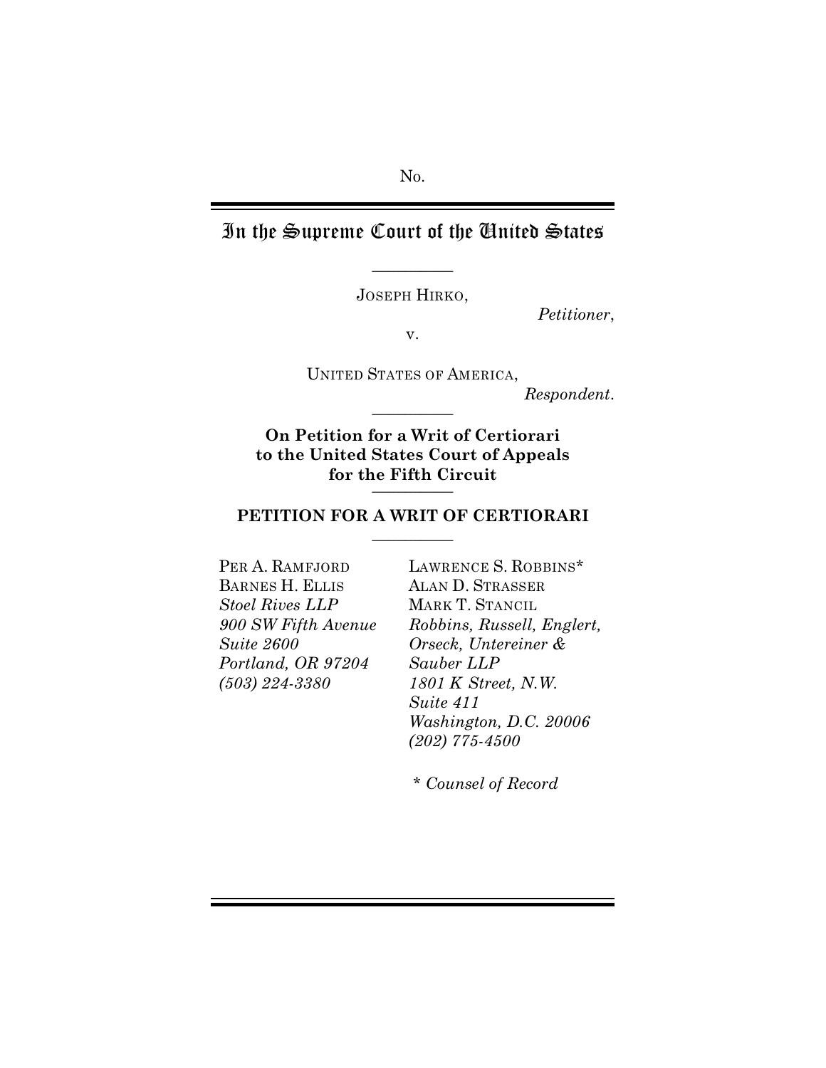No.

# In the Supreme Court of the United States

---

JOSEPH HIRKO,

*Petitioner*,

v.

UNITED STATES OF AMERICA,

*Respondent*.

---

**On Petition for a Writ of Certiorari to the United States Court of Appeals for the Fifth Circuit**

---

## PETITION FOR A WRIT OF CERTIORARI

---

PER A. RAMFJORD
BARNES H. ELLIS
*Stoel Rives LLP*
*900 SW Fifth Avenue*
*Suite 2600*
*Portland, OR 97204*
*(503) 224-3380*

LAWRENCE S. ROBBINS*
ALAN D. STRASSER
MARK T. STANCIL
*Robbins, Russell, Englert, Orseck, Untereiner & Sauber LLP*
*1801 K Street, N.W.*
*Suite 411*
*Washington, D.C. 20006*
*(202) 775-4500*

*\* Counsel of Record*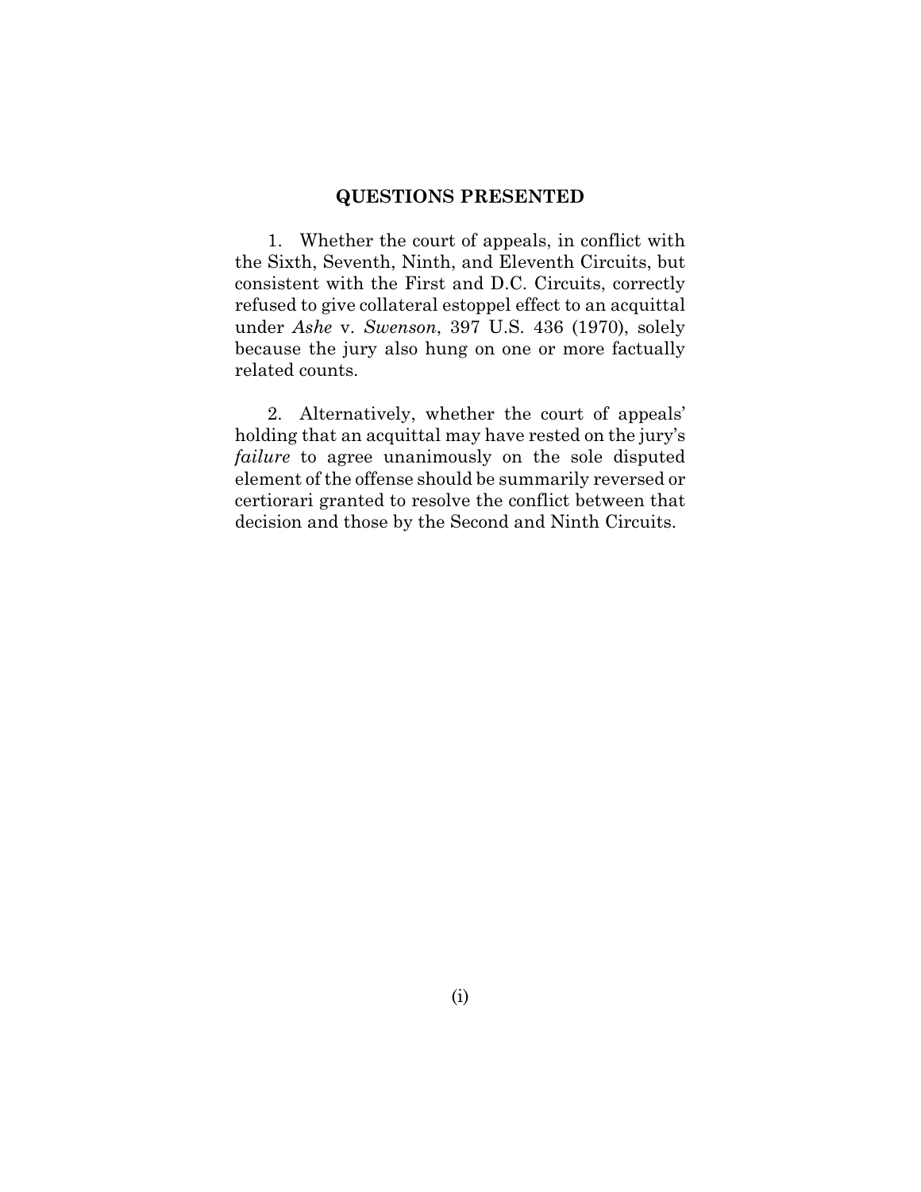## QUESTIONS PRESENTED

1. Whether the court of appeals, in conflict with the Sixth, Seventh, Ninth, and Eleventh Circuits, but consistent with the First and D.C. Circuits, correctly refused to give collateral estoppel effect to an acquittal under *Ashe* v. *Swenson*, 397 U.S. 436 (1970), solely because the jury also hung on one or more factually related counts.

2. Alternatively, whether the court of appeals' holding that an acquittal may have rested on the jury's *failure* to agree unanimously on the sole disputed element of the offense should be summarily reversed or certiorari granted to resolve the conflict between that decision and those by the Second and Ninth Circuits.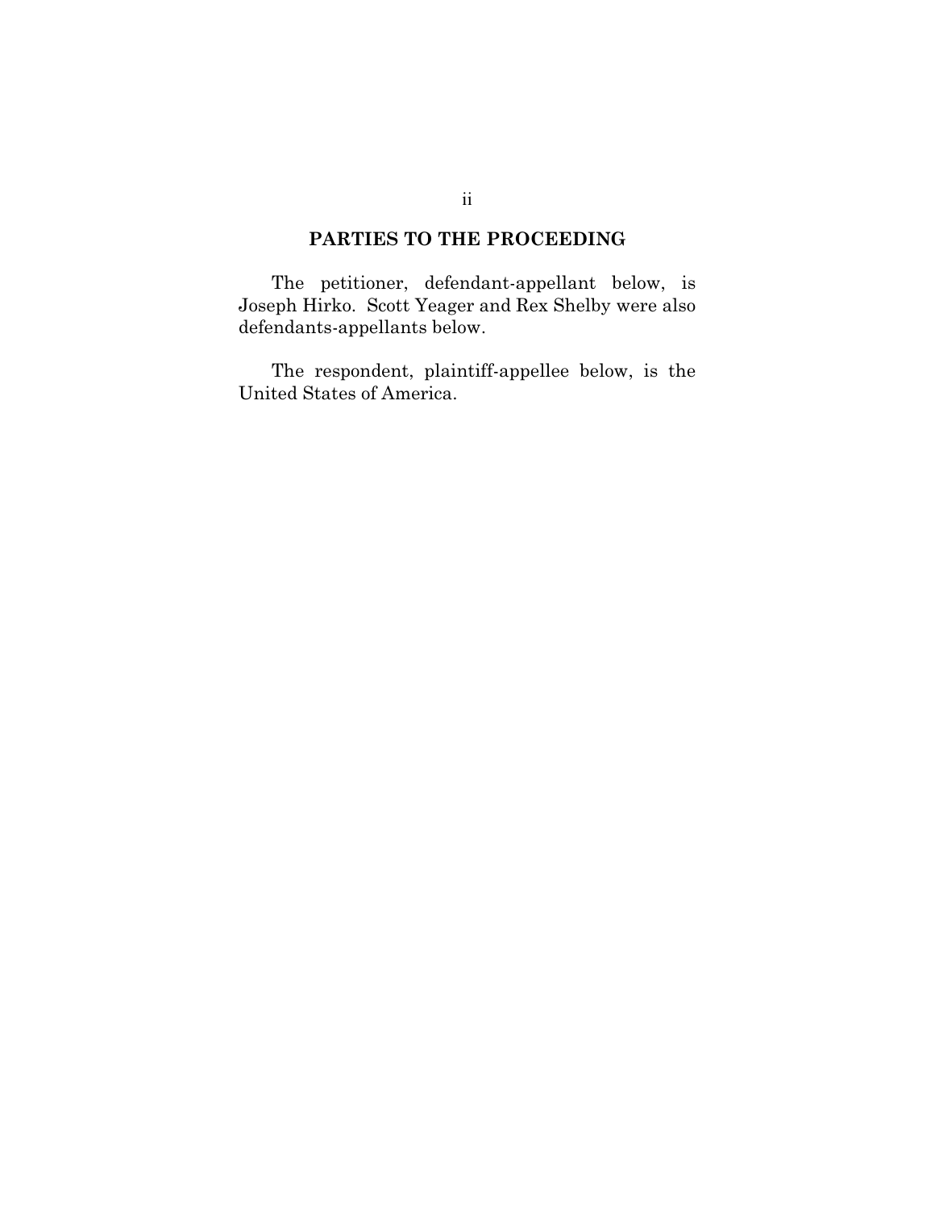## PARTIES TO THE PROCEEDING

The petitioner, defendant-appellant below, is Joseph Hirko. Scott Yeager and Rex Shelby were also defendants-appellants below.

The respondent, plaintiff-appellee below, is the United States of America.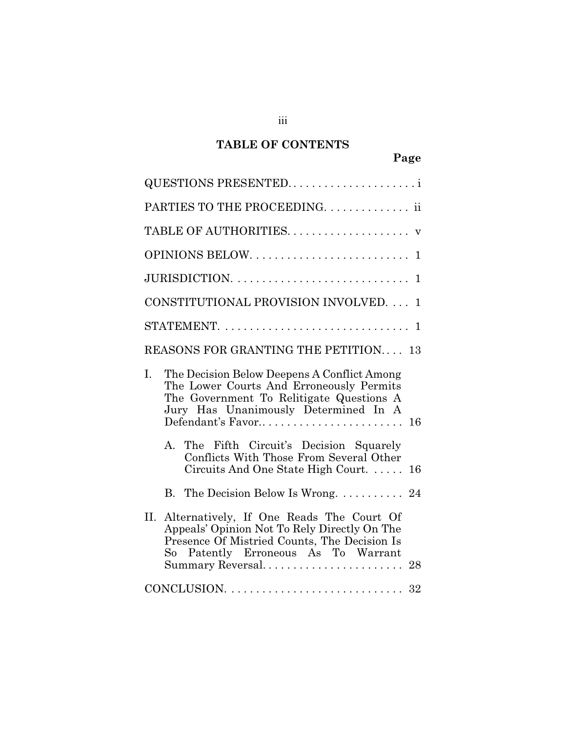# TABLE OF CONTENTS

| | Page |
|---|---|
| QUESTIONS PRESENTED | i |
| PARTIES TO THE PROCEEDING | ii |
| TABLE OF AUTHORITIES | v |
| OPINIONS BELOW | 1 |
| JURISDICTION | 1 |
| CONSTITUTIONAL PROVISION INVOLVED | 1 |
| STATEMENT | 1 |
| REASONS FOR GRANTING THE PETITION | 13 |
| I. The Decision Below Deepens A Conflict Among The Lower Courts And Erroneously Permits The Government To Relitigate Questions A Jury Has Unanimously Determined In A Defendant's Favor. | 16 |
| A. The Fifth Circuit's Decision Squarely Conflicts With Those From Several Other Circuits And One State High Court. | 16 |
| B. The Decision Below Is Wrong. | 24 |
| II. Alternatively, If One Reads The Court Of Appeals' Opinion Not To Rely Directly On The Presence Of Mistried Counts, The Decision Is So Patently Erroneous As To Warrant Summary Reversal. | 28 |
| CONCLUSION | 32 |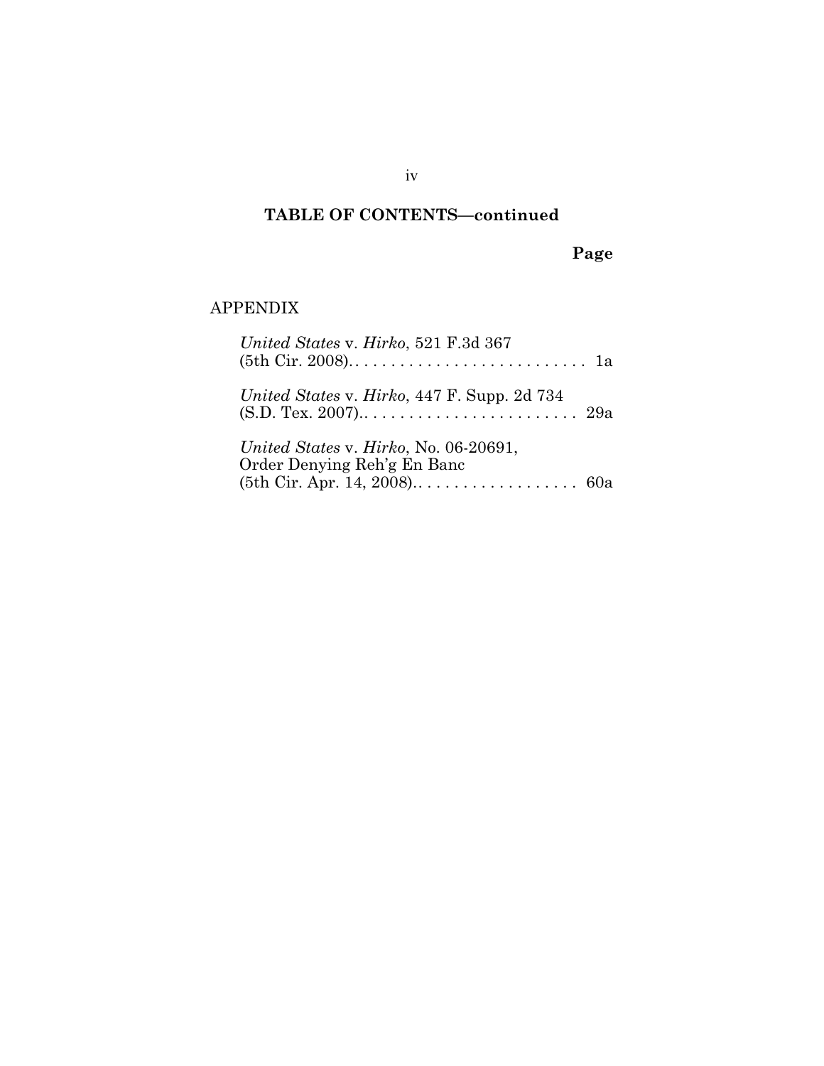**TABLE OF CONTENTS—continued**

**Page**

APPENDIX

*United States* v. *Hirko*, 521 F.3d 367 (5th Cir. 2008). . . . . . . . . . . . . . . . . . . . . . . . . . . 1a

*United States* v. *Hirko*, 447 F. Supp. 2d 734 (S.D. Tex. 2007). . . . . . . . . . . . . . . . . . . . . . . . . 29a

*United States* v. *Hirko*, No. 06-20691, Order Denying Reh'g En Banc (5th Cir. Apr. 14, 2008). . . . . . . . . . . . . . . . . . . 60a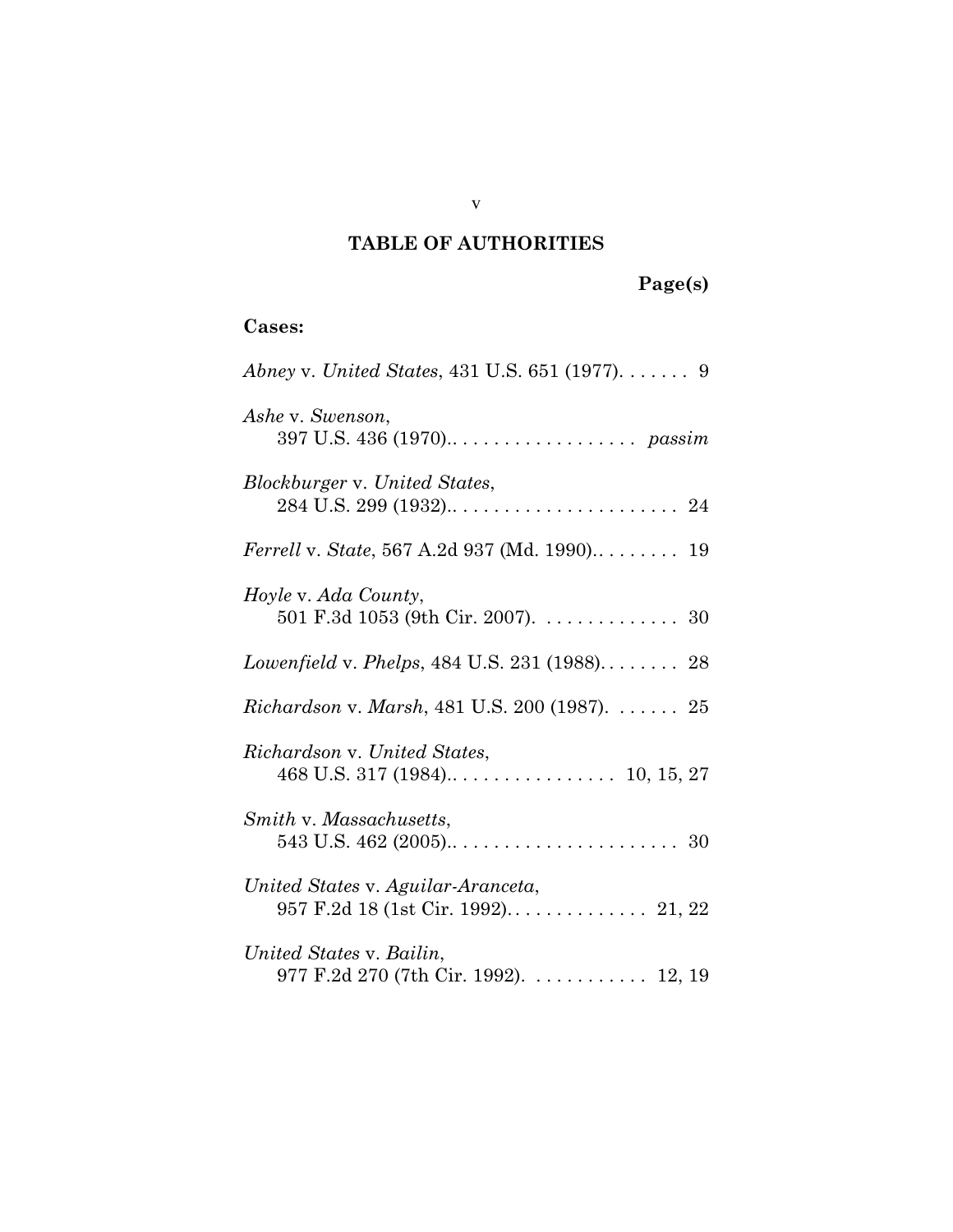## TABLE OF AUTHORITIES

**Page(s)**

**Cases:**

*Abney* v. *United States*, 431 U.S. 651 (1977). . . . . . . 9

*Ashe* v. *Swenson*, 397 U.S. 436 (1970).. . . . . . . . . . . . . . . . . . *passim*

*Blockburger* v. *United States*, 284 U.S. 299 (1932).. . . . . . . . . . . . . . . . . . . . . . 24

*Ferrell* v. *State*, 567 A.2d 937 (Md. 1990).. . . . . . . . 19

*Hoyle* v. *Ada County*, 501 F.3d 1053 (9th Cir. 2007). . . . . . . . . . . . . . 30

*Lowenfield* v. *Phelps*, 484 U.S. 231 (1988). . . . . . . . 28

*Richardson* v. *Marsh*, 481 U.S. 200 (1987). . . . . . . 25

*Richardson* v. *United States*, 468 U.S. 317 (1984).. . . . . . . . . . . . . . . . . 10, 15, 27

*Smith* v. *Massachusetts*, 543 U.S. 462 (2005).. . . . . . . . . . . . . . . . . . . . . . . 30

*United States* v. *Aguilar-Aranceta*, 957 F.2d 18 (1st Cir. 1992). . . . . . . . . . . . . . 21, 22

*United States* v. *Bailin*, 977 F.2d 270 (7th Cir. 1992). . . . . . . . . . . . 12, 19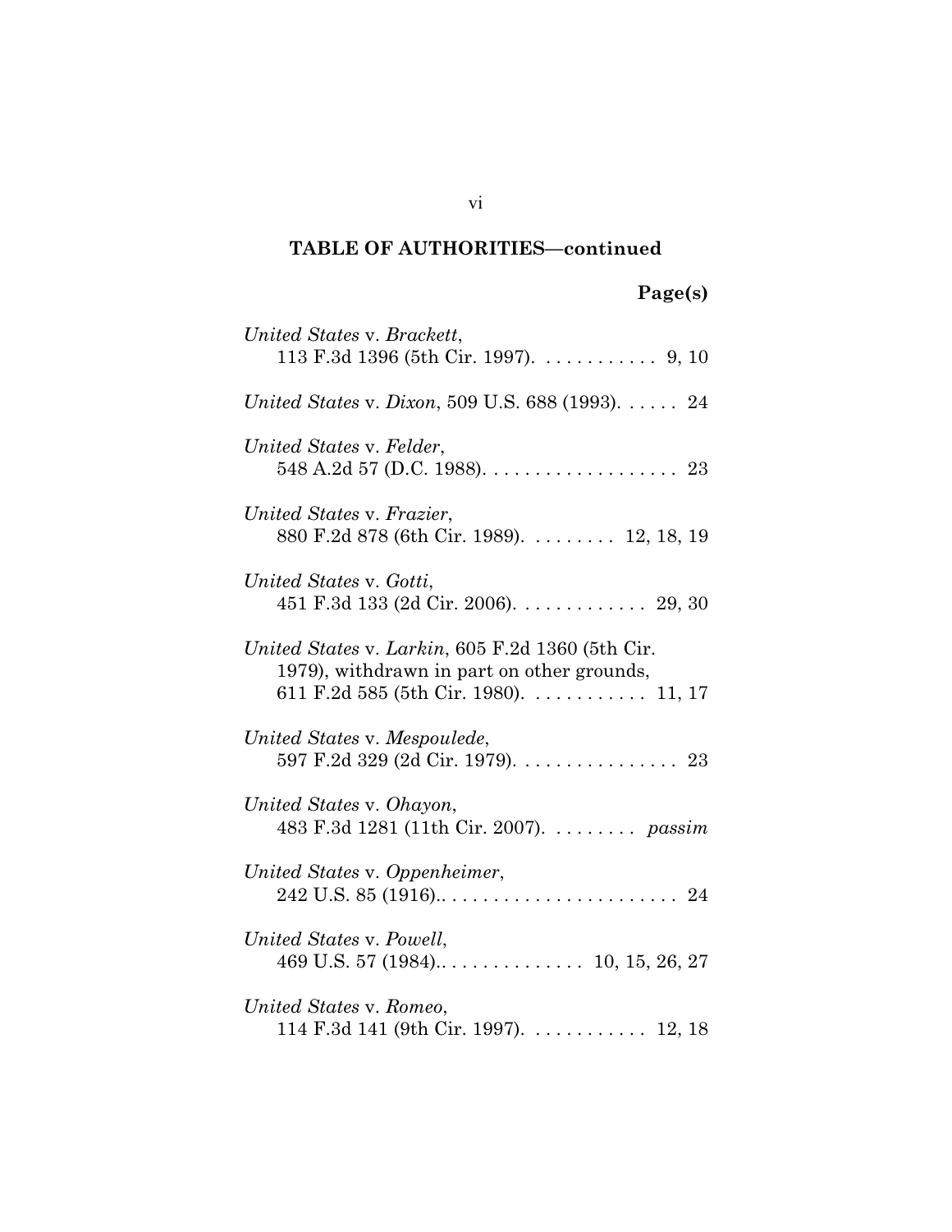## TABLE OF AUTHORITIES—continued

**Page(s)**

*United States* v. *Brackett*, 113 F.3d 1396 (5th Cir. 1997). . . . . . . . . . . . 9, 10

*United States* v. *Dixon*, 509 U.S. 688 (1993). . . . . . 24

*United States* v. *Felder*, 548 A.2d 57 (D.C. 1988). . . . . . . . . . . . . . . . . . . 23

*United States* v. *Frazier*, 880 F.2d 878 (6th Cir. 1989). . . . . . . . . 12, 18, 19

*United States* v. *Gotti*, 451 F.3d 133 (2d Cir. 2006). . . . . . . . . . . . . 29, 30

*United States* v. *Larkin*, 605 F.2d 1360 (5th Cir. 1979), withdrawn in part on other grounds, 611 F.2d 585 (5th Cir. 1980). . . . . . . . . . . . 11, 17

*United States* v. *Mespoulede*, 597 F.2d 329 (2d Cir. 1979). . . . . . . . . . . . . . . . 23

*United States* v. *Ohayon*, 483 F.3d 1281 (11th Cir. 2007). . . . . . . . . *passim*

*United States* v. *Oppenheimer*, 242 U.S. 85 (1916).. . . . . . . . . . . . . . . . . . . . . . . 24

*United States* v. *Powell*, 469 U.S. 57 (1984).. . . . . . . . . . . . . . . 10, 15, 26, 27

*United States* v. *Romeo*, 114 F.3d 141 (9th Cir. 1997). . . . . . . . . . . . 12, 18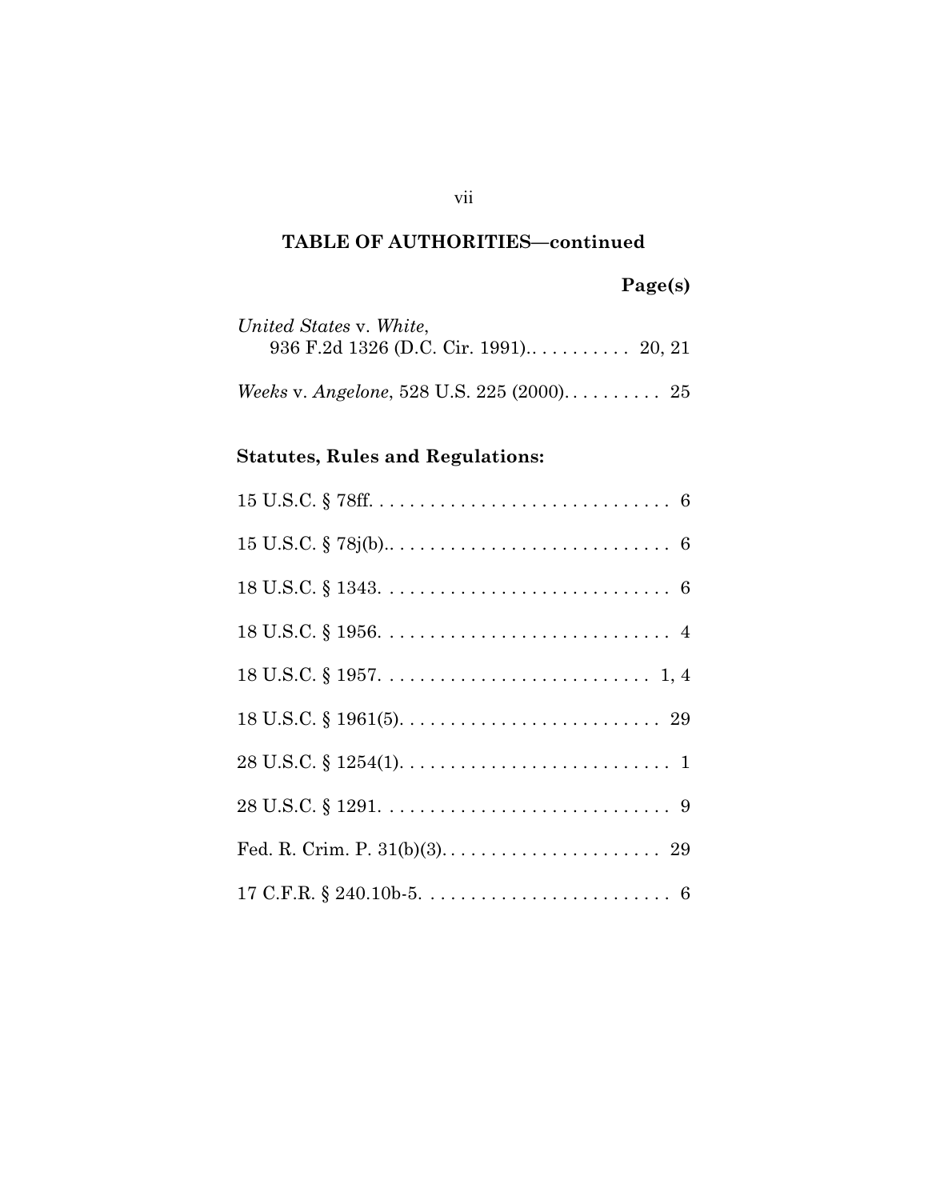## TABLE OF AUTHORITIES—continued

**Page(s)**

*United States* v. *White*, 936 F.2d 1326 (D.C. Cir. 1991).. . . . . . . . . . 20, 21

*Weeks* v. *Angelone*, 528 U.S. 225 (2000). . . . . . . . . . 25

### Statutes, Rules and Regulations:

15 U.S.C. § 78ff. . . . . . . . . . . . . . . . . . . . . . . . . . . . . . 6

15 U.S.C. § 78j(b).. . . . . . . . . . . . . . . . . . . . . . . . . . . 6

18 U.S.C. § 1343. . . . . . . . . . . . . . . . . . . . . . . . . . . . 6

18 U.S.C. § 1956. . . . . . . . . . . . . . . . . . . . . . . . . . . . 4

18 U.S.C. § 1957. . . . . . . . . . . . . . . . . . . . . . . . . . . 1, 4

18 U.S.C. § 1961(5). . . . . . . . . . . . . . . . . . . . . . . . . . 29

28 U.S.C. § 1254(1). . . . . . . . . . . . . . . . . . . . . . . . . . . 1

28 U.S.C. § 1291. . . . . . . . . . . . . . . . . . . . . . . . . . . . 9

Fed. R. Crim. P. 31(b)(3). . . . . . . . . . . . . . . . . . . . . . 29

17 C.F.R. § 240.10b-5. . . . . . . . . . . . . . . . . . . . . . . . . 6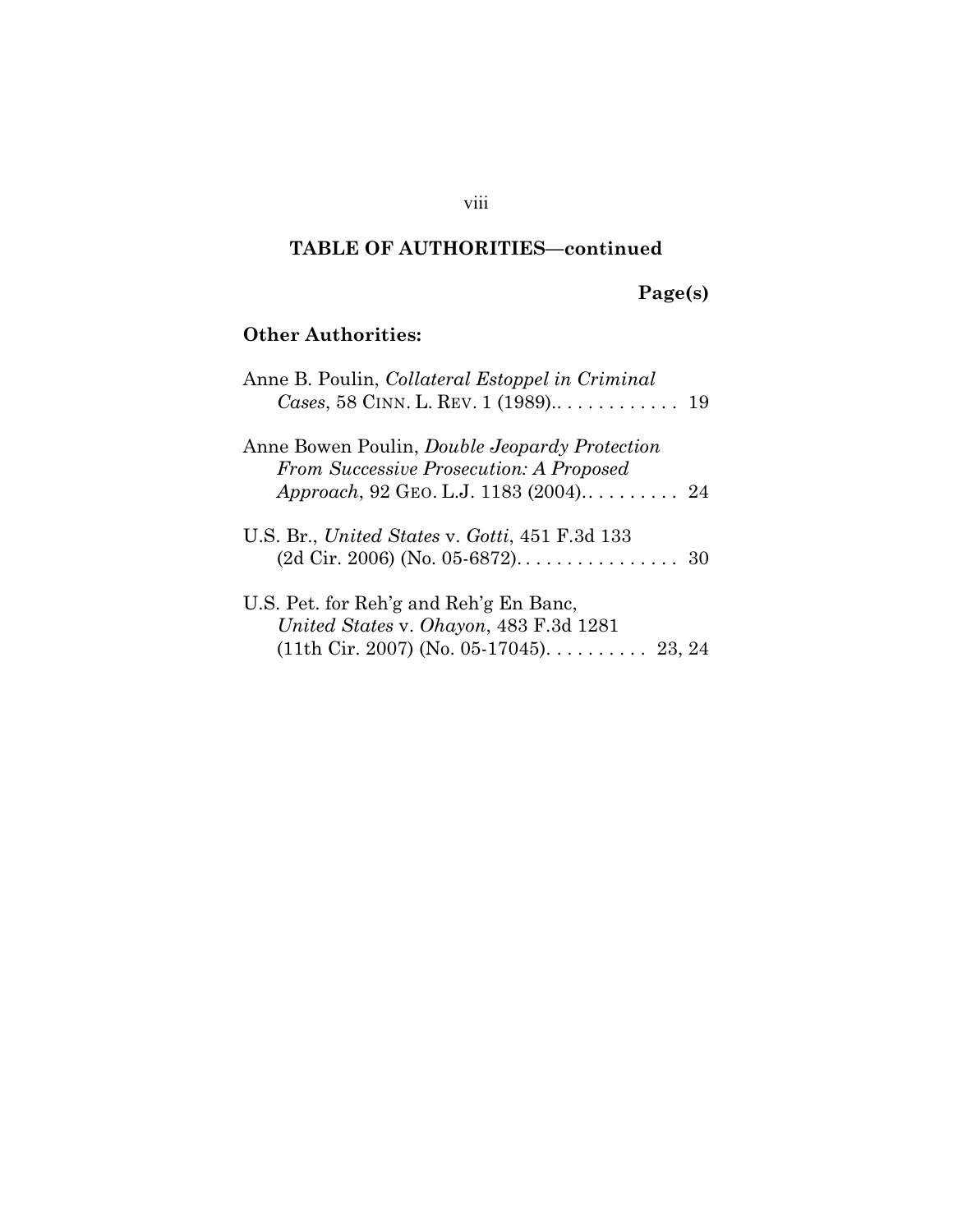**TABLE OF AUTHORITIES—continued**

**Page(s)**

**Other Authorities:**

Anne B. Poulin, *Collateral Estoppel in Criminal Cases*, 58 CINN. L. REV. 1 (1989).. . . . . . . . . . . . 19

Anne Bowen Poulin, *Double Jeopardy Protection From Successive Prosecution: A Proposed Approach*, 92 GEO. L.J. 1183 (2004). . . . . . . . . . 24

U.S. Br., *United States* v. *Gotti*, 451 F.3d 133 (2d Cir. 2006) (No. 05-6872). . . . . . . . . . . . . . . . 30

U.S. Pet. for Reh'g and Reh'g En Banc, *United States* v. *Ohayon*, 483 F.3d 1281 (11th Cir. 2007) (No. 05-17045). . . . . . . . . . 23, 24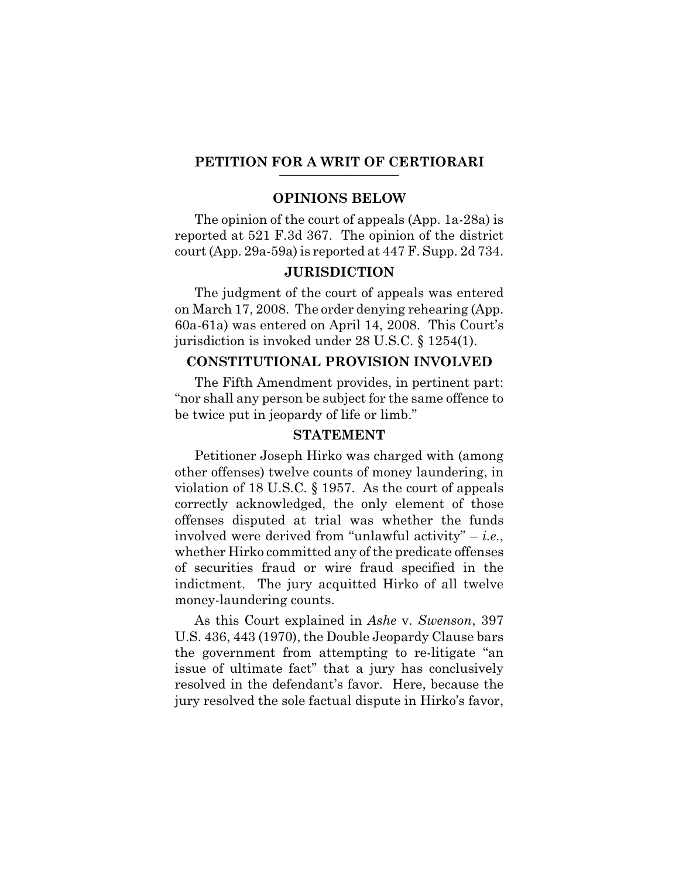## PETITION FOR A WRIT OF CERTIORARI

### OPINIONS BELOW

The opinion of the court of appeals (App. 1a-28a) is reported at 521 F.3d 367. The opinion of the district court (App. 29a-59a) is reported at 447 F. Supp. 2d 734.

### JURISDICTION

The judgment of the court of appeals was entered on March 17, 2008. The order denying rehearing (App. 60a-61a) was entered on April 14, 2008. This Court's jurisdiction is invoked under 28 U.S.C. § 1254(1).

### CONSTITUTIONAL PROVISION INVOLVED

The Fifth Amendment provides, in pertinent part: "nor shall any person be subject for the same offence to be twice put in jeopardy of life or limb."

### STATEMENT

Petitioner Joseph Hirko was charged with (among other offenses) twelve counts of money laundering, in violation of 18 U.S.C. § 1957. As the court of appeals correctly acknowledged, the only element of those offenses disputed at trial was whether the funds involved were derived from "unlawful activity" – *i.e.*, whether Hirko committed any of the predicate offenses of securities fraud or wire fraud specified in the indictment. The jury acquitted Hirko of all twelve money-laundering counts.

As this Court explained in *Ashe* v. *Swenson*, 397 U.S. 436, 443 (1970), the Double Jeopardy Clause bars the government from attempting to re-litigate "an issue of ultimate fact" that a jury has conclusively resolved in the defendant's favor. Here, because the jury resolved the sole factual dispute in Hirko's favor,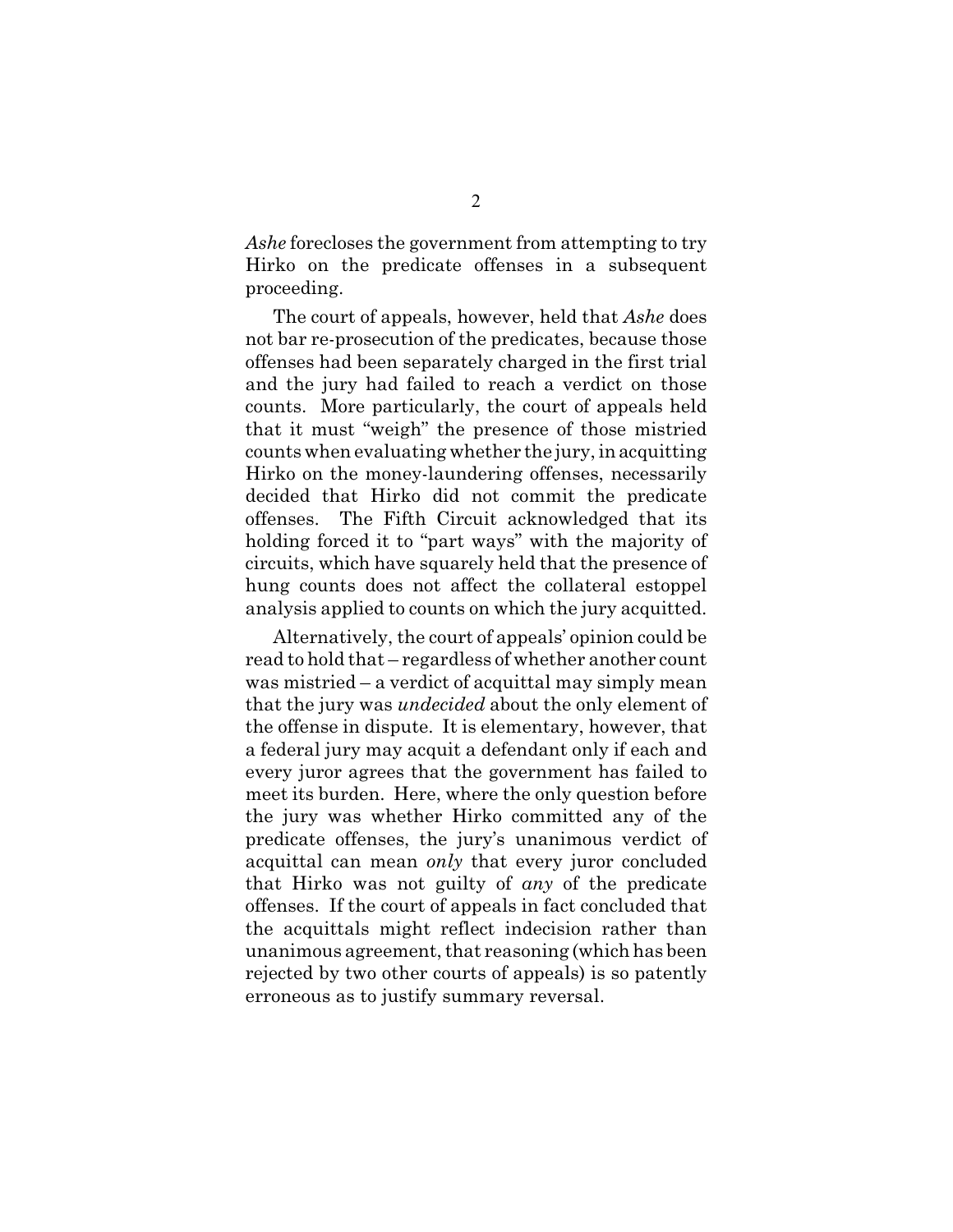*Ashe* forecloses the government from attempting to try Hirko on the predicate offenses in a subsequent proceeding.

The court of appeals, however, held that *Ashe* does not bar re-prosecution of the predicates, because those offenses had been separately charged in the first trial and the jury had failed to reach a verdict on those counts. More particularly, the court of appeals held that it must "weigh" the presence of those mistried counts when evaluating whether the jury, in acquitting Hirko on the money-laundering offenses, necessarily decided that Hirko did not commit the predicate offenses. The Fifth Circuit acknowledged that its holding forced it to "part ways" with the majority of circuits, which have squarely held that the presence of hung counts does not affect the collateral estoppel analysis applied to counts on which the jury acquitted.

Alternatively, the court of appeals' opinion could be read to hold that – regardless of whether another count was mistried – a verdict of acquittal may simply mean that the jury was *undecided* about the only element of the offense in dispute. It is elementary, however, that a federal jury may acquit a defendant only if each and every juror agrees that the government has failed to meet its burden. Here, where the only question before the jury was whether Hirko committed any of the predicate offenses, the jury's unanimous verdict of acquittal can mean *only* that every juror concluded that Hirko was not guilty of *any* of the predicate offenses. If the court of appeals in fact concluded that the acquittals might reflect indecision rather than unanimous agreement, that reasoning (which has been rejected by two other courts of appeals) is so patently erroneous as to justify summary reversal.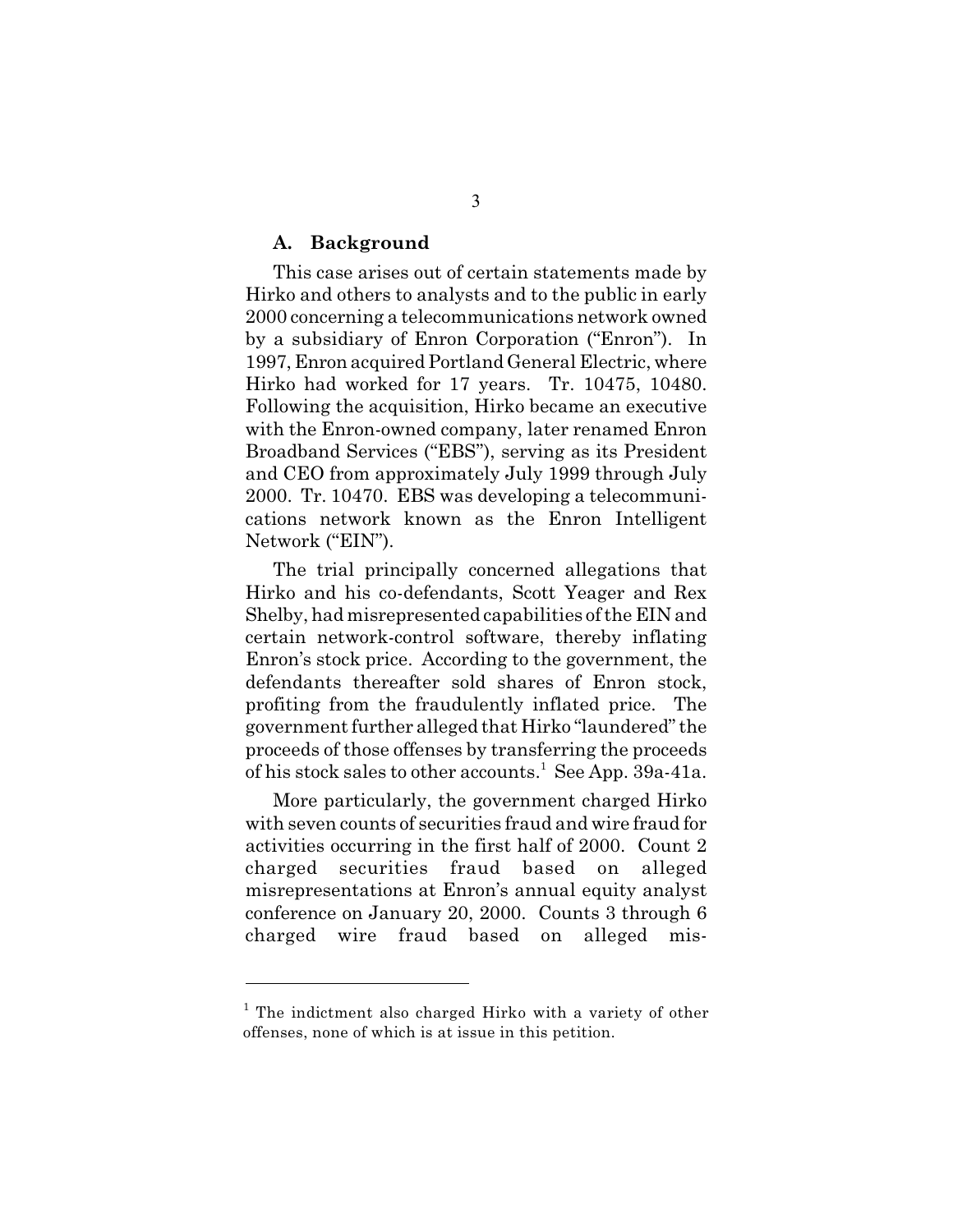### A. Background

This case arises out of certain statements made by Hirko and others to analysts and to the public in early 2000 concerning a telecommunications network owned by a subsidiary of Enron Corporation ("Enron"). In 1997, Enron acquired Portland General Electric, where Hirko had worked for 17 years. Tr. 10475, 10480. Following the acquisition, Hirko became an executive with the Enron-owned company, later renamed Enron Broadband Services ("EBS"), serving as its President and CEO from approximately July 1999 through July 2000. Tr. 10470. EBS was developing a telecommunications network known as the Enron Intelligent Network ("EIN").

The trial principally concerned allegations that Hirko and his co-defendants, Scott Yeager and Rex Shelby, had misrepresented capabilities of the EIN and certain network-control software, thereby inflating Enron's stock price. According to the government, the defendants thereafter sold shares of Enron stock, profiting from the fraudulently inflated price. The government further alleged that Hirko "laundered" the proceeds of those offenses by transferring the proceeds of his stock sales to other accounts.[1] See App. 39a-41a.

More particularly, the government charged Hirko with seven counts of securities fraud and wire fraud for activities occurring in the first half of 2000. Count 2 charged securities fraud based on alleged misrepresentations at Enron's annual equity analyst conference on January 20, 2000. Counts 3 through 6 charged wire fraud based on alleged mis-

[1] The indictment also charged Hirko with a variety of other offenses, none of which is at issue in this petition.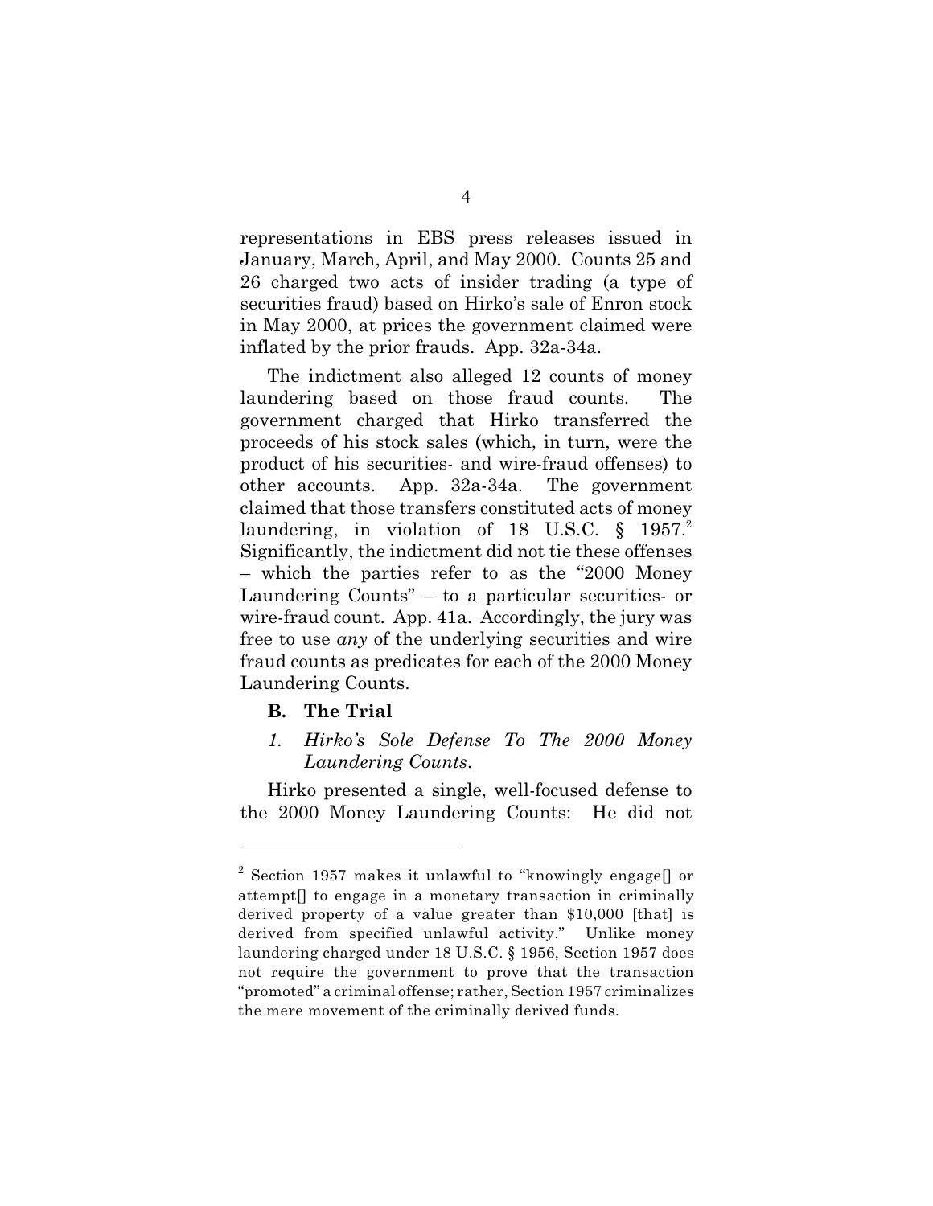representations in EBS press releases issued in January, March, April, and May 2000. Counts 25 and 26 charged two acts of insider trading (a type of securities fraud) based on Hirko's sale of Enron stock in May 2000, at prices the government claimed were inflated by the prior frauds. App. 32a-34a.

The indictment also alleged 12 counts of money laundering based on those fraud counts. The government charged that Hirko transferred the proceeds of his stock sales (which, in turn, were the product of his securities- and wire-fraud offenses) to other accounts. App. 32a-34a. The government claimed that those transfers constituted acts of money laundering, in violation of 18 U.S.C. § 1957.[2] Significantly, the indictment did not tie these offenses – which the parties refer to as the "2000 Money Laundering Counts" – to a particular securities- or wire-fraud count. App. 41a. Accordingly, the jury was free to use *any* of the underlying securities and wire fraud counts as predicates for each of the 2000 Money Laundering Counts.

### B. The Trial

#### *1. Hirko's Sole Defense To The 2000 Money Laundering Counts.*

Hirko presented a single, well-focused defense to the 2000 Money Laundering Counts: He did not

---

[2] Section 1957 makes it unlawful to "knowingly engage[] or attempt[] to engage in a monetary transaction in criminally derived property of a value greater than $10,000 [that] is derived from specified unlawful activity." Unlike money laundering charged under 18 U.S.C. § 1956, Section 1957 does not require the government to prove that the transaction "promoted" a criminal offense; rather, Section 1957 criminalizes the mere movement of the criminally derived funds.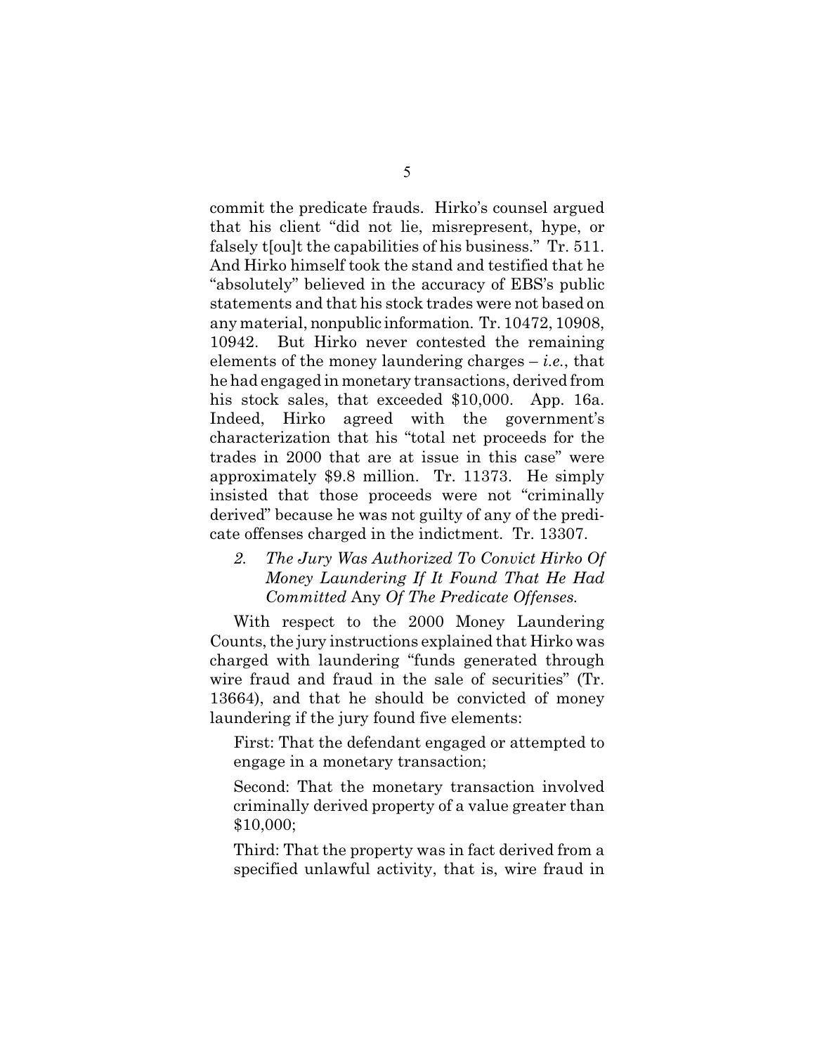commit the predicate frauds. Hirko's counsel argued that his client "did not lie, misrepresent, hype, or falsely t[ou]t the capabilities of his business." Tr. 511. And Hirko himself took the stand and testified that he "absolutely" believed in the accuracy of EBS's public statements and that his stock trades were not based on any material, nonpublic information. Tr. 10472, 10908, 10942. But Hirko never contested the remaining elements of the money laundering charges – *i.e.*, that he had engaged in monetary transactions, derived from his stock sales, that exceeded $10,000. App. 16a. Indeed, Hirko agreed with the government's characterization that his "total net proceeds for the trades in 2000 that are at issue in this case" were approximately $9.8 million. Tr. 11373. He simply insisted that those proceeds were not "criminally derived" because he was not guilty of any of the predicate offenses charged in the indictment. Tr. 13307.

*2. The Jury Was Authorized To Convict Hirko Of Money Laundering If It Found That He Had Committed* Any *Of The Predicate Offenses.*

With respect to the 2000 Money Laundering Counts, the jury instructions explained that Hirko was charged with laundering "funds generated through wire fraud and fraud in the sale of securities" (Tr. 13664), and that he should be convicted of money laundering if the jury found five elements:

> First: That the defendant engaged or attempted to engage in a monetary transaction;
>
> Second: That the monetary transaction involved criminally derived property of a value greater than $10,000;
>
> Third: That the property was in fact derived from a specified unlawful activity, that is, wire fraud in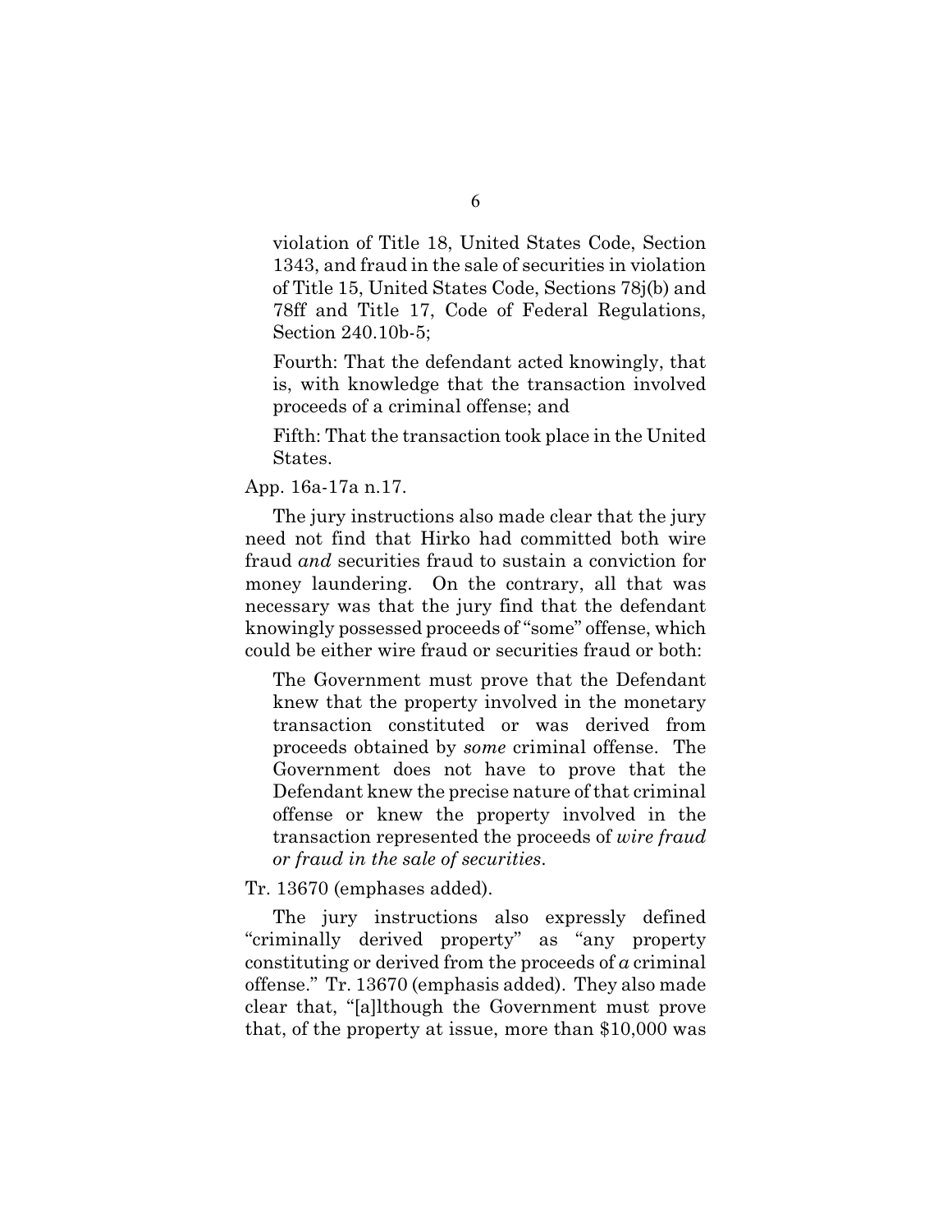> violation of Title 18, United States Code, Section 1343, and fraud in the sale of securities in violation of Title 15, United States Code, Sections 78j(b) and 78ff and Title 17, Code of Federal Regulations, Section 240.10b-5;
>
> Fourth: That the defendant acted knowingly, that is, with knowledge that the transaction involved proceeds of a criminal offense; and
>
> Fifth: That the transaction took place in the United States.

App. 16a-17a n.17.

The jury instructions also made clear that the jury need not find that Hirko had committed both wire fraud *and* securities fraud to sustain a conviction for money laundering. On the contrary, all that was necessary was that the jury find that the defendant knowingly possessed proceeds of "some" offense, which could be either wire fraud or securities fraud or both:

> The Government must prove that the Defendant knew that the property involved in the monetary transaction constituted or was derived from proceeds obtained by *some* criminal offense. The Government does not have to prove that the Defendant knew the precise nature of that criminal offense or knew the property involved in the transaction represented the proceeds of *wire fraud or fraud in the sale of securities*.

Tr. 13670 (emphases added).

The jury instructions also expressly defined "criminally derived property" as "any property constituting or derived from the proceeds of *a* criminal offense." Tr. 13670 (emphasis added). They also made clear that, "[a]lthough the Government must prove that, of the property at issue, more than $10,000 was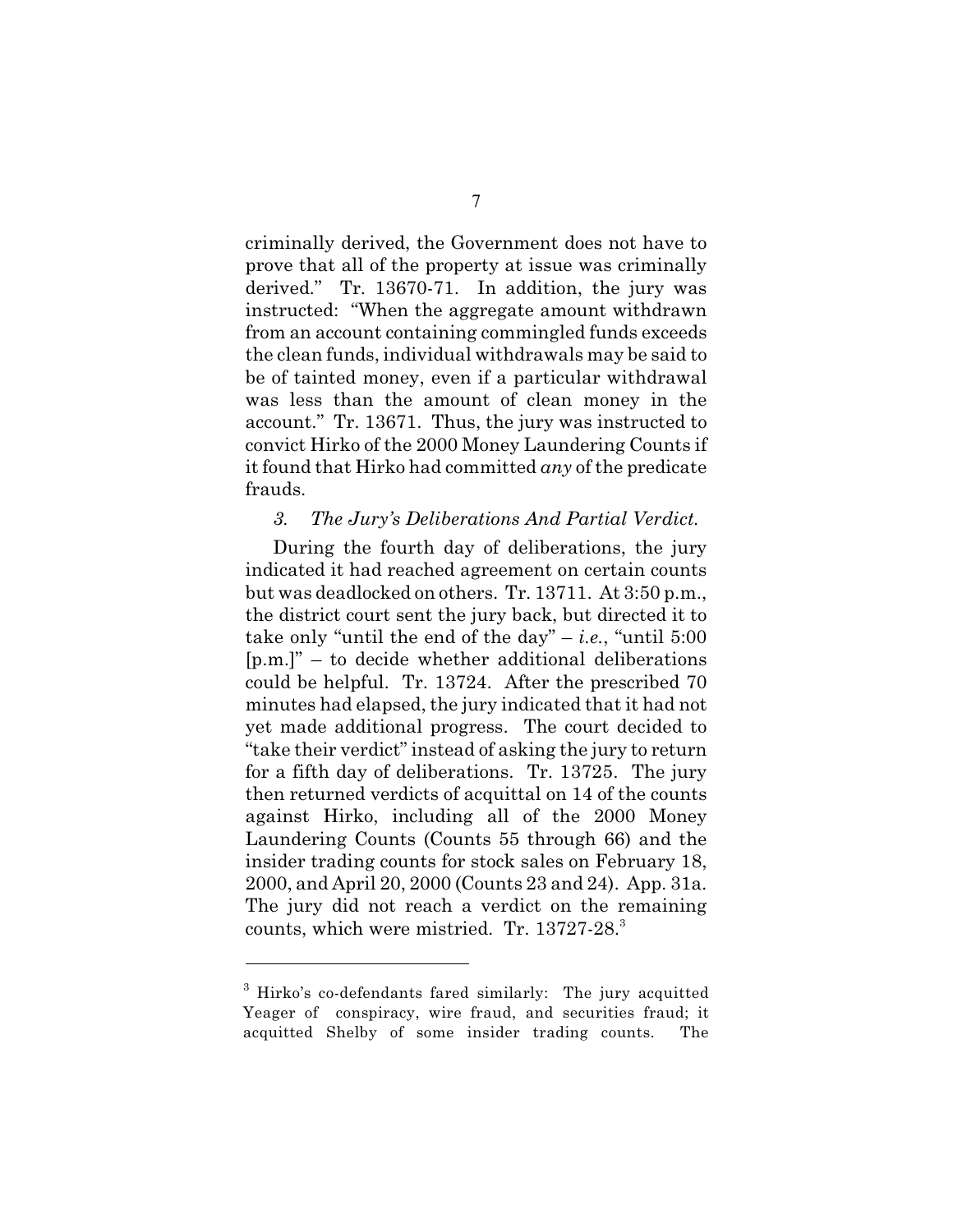criminally derived, the Government does not have to prove that all of the property at issue was criminally derived." Tr. 13670-71. In addition, the jury was instructed: "When the aggregate amount withdrawn from an account containing commingled funds exceeds the clean funds, individual withdrawals may be said to be of tainted money, even if a particular withdrawal was less than the amount of clean money in the account." Tr. 13671. Thus, the jury was instructed to convict Hirko of the 2000 Money Laundering Counts if it found that Hirko had committed *any* of the predicate frauds.

### *3. The Jury's Deliberations And Partial Verdict.*

During the fourth day of deliberations, the jury indicated it had reached agreement on certain counts but was deadlocked on others. Tr. 13711. At 3:50 p.m., the district court sent the jury back, but directed it to take only "until the end of the day" – *i.e.*, "until 5:00 [p.m.]" – to decide whether additional deliberations could be helpful. Tr. 13724. After the prescribed 70 minutes had elapsed, the jury indicated that it had not yet made additional progress. The court decided to "take their verdict" instead of asking the jury to return for a fifth day of deliberations. Tr. 13725. The jury then returned verdicts of acquittal on 14 of the counts against Hirko, including all of the 2000 Money Laundering Counts (Counts 55 through 66) and the insider trading counts for stock sales on February 18, 2000, and April 20, 2000 (Counts 23 and 24). App. 31a. The jury did not reach a verdict on the remaining counts, which were mistried. Tr. 13727-28.[3]

[3] Hirko's co-defendants fared similarly: The jury acquitted Yeager of conspiracy, wire fraud, and securities fraud; it acquitted Shelby of some insider trading counts. The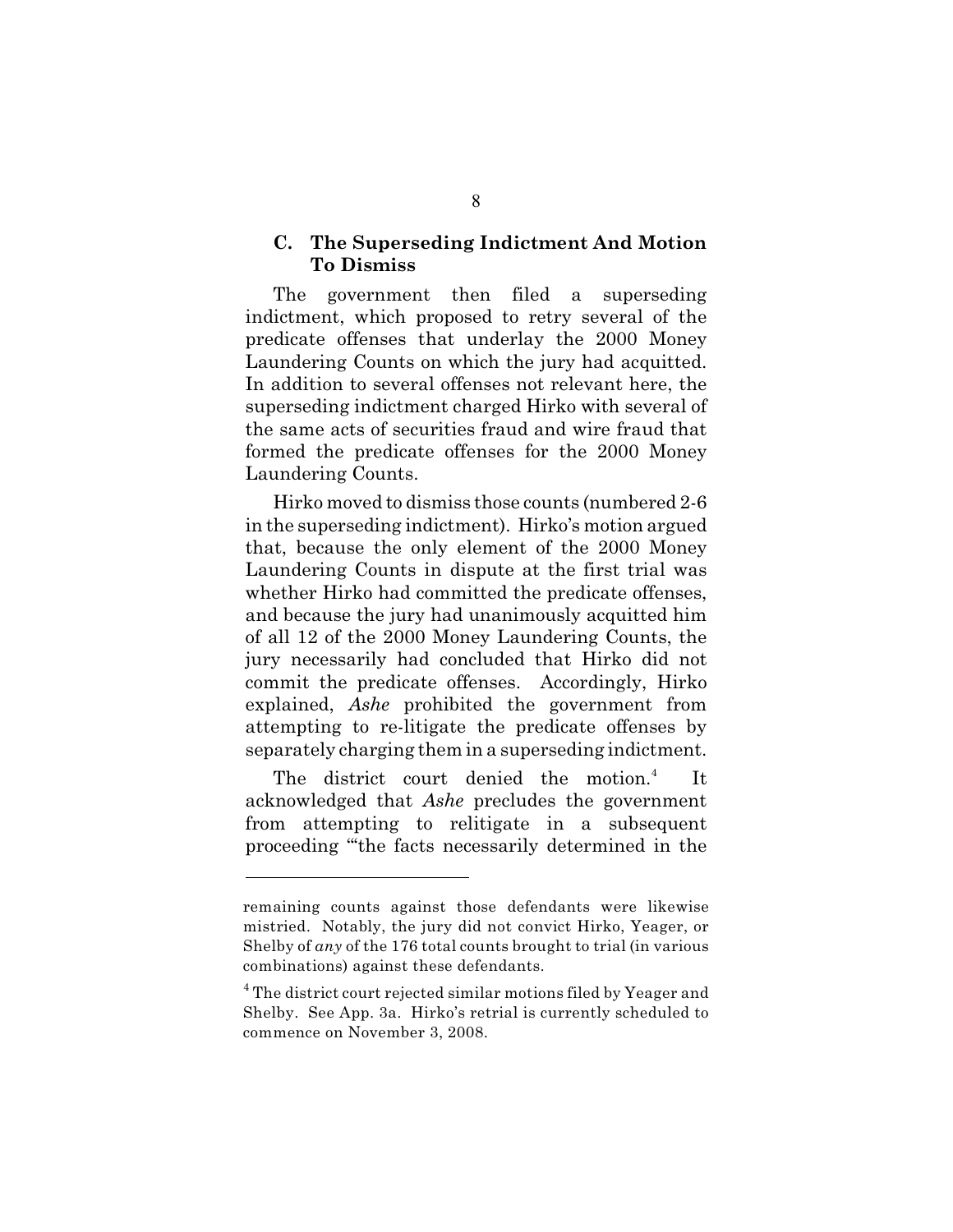### C. The Superseding Indictment And Motion To Dismiss

The government then filed a superseding indictment, which proposed to retry several of the predicate offenses that underlay the 2000 Money Laundering Counts on which the jury had acquitted. In addition to several offenses not relevant here, the superseding indictment charged Hirko with several of the same acts of securities fraud and wire fraud that formed the predicate offenses for the 2000 Money Laundering Counts.

Hirko moved to dismiss those counts (numbered 2-6 in the superseding indictment). Hirko's motion argued that, because the only element of the 2000 Money Laundering Counts in dispute at the first trial was whether Hirko had committed the predicate offenses, and because the jury had unanimously acquitted him of all 12 of the 2000 Money Laundering Counts, the jury necessarily had concluded that Hirko did not commit the predicate offenses. Accordingly, Hirko explained, *Ashe* prohibited the government from attempting to re-litigate the predicate offenses by separately charging them in a superseding indictment.

The district court denied the motion.[4] It acknowledged that *Ashe* precludes the government from attempting to relitigate in a subsequent proceeding "'the facts necessarily determined in the

---

remaining counts against those defendants were likewise mistried. Notably, the jury did not convict Hirko, Yeager, or Shelby of *any* of the 176 total counts brought to trial (in various combinations) against these defendants.

[4] The district court rejected similar motions filed by Yeager and Shelby. See App. 3a. Hirko's retrial is currently scheduled to commence on November 3, 2008.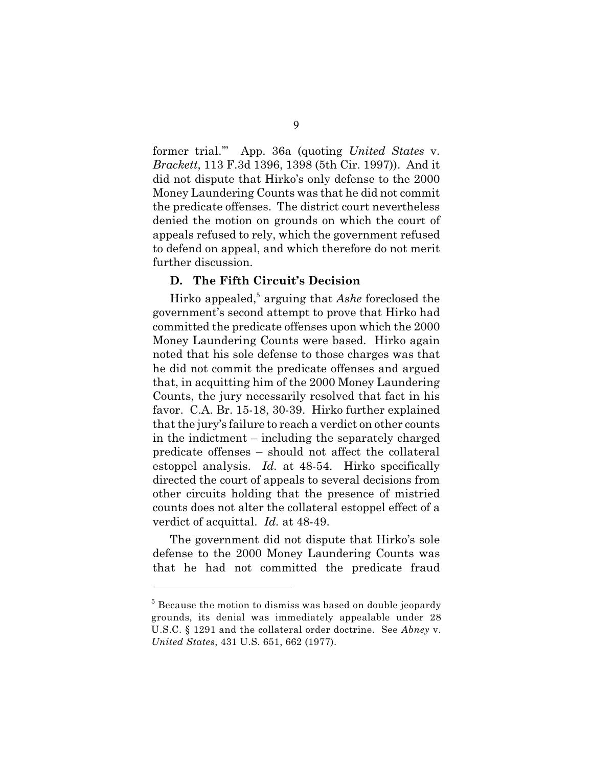former trial.'" App. 36a (quoting *United States* v. *Brackett*, 113 F.3d 1396, 1398 (5th Cir. 1997)). And it did not dispute that Hirko's only defense to the 2000 Money Laundering Counts was that he did not commit the predicate offenses. The district court nevertheless denied the motion on grounds on which the court of appeals refused to rely, which the government refused to defend on appeal, and which therefore do not merit further discussion.

### D. The Fifth Circuit's Decision

Hirko appealed,[5] arguing that *Ashe* foreclosed the government's second attempt to prove that Hirko had committed the predicate offenses upon which the 2000 Money Laundering Counts were based. Hirko again noted that his sole defense to those charges was that he did not commit the predicate offenses and argued that, in acquitting him of the 2000 Money Laundering Counts, the jury necessarily resolved that fact in his favor. C.A. Br. 15-18, 30-39. Hirko further explained that the jury's failure to reach a verdict on other counts in the indictment – including the separately charged predicate offenses – should not affect the collateral estoppel analysis. *Id.* at 48-54. Hirko specifically directed the court of appeals to several decisions from other circuits holding that the presence of mistried counts does not alter the collateral estoppel effect of a verdict of acquittal. *Id.* at 48-49.

The government did not dispute that Hirko's sole defense to the 2000 Money Laundering Counts was that he had not committed the predicate fraud

---

[5] Because the motion to dismiss was based on double jeopardy grounds, its denial was immediately appealable under 28 U.S.C. § 1291 and the collateral order doctrine. See *Abney* v. *United States*, 431 U.S. 651, 662 (1977).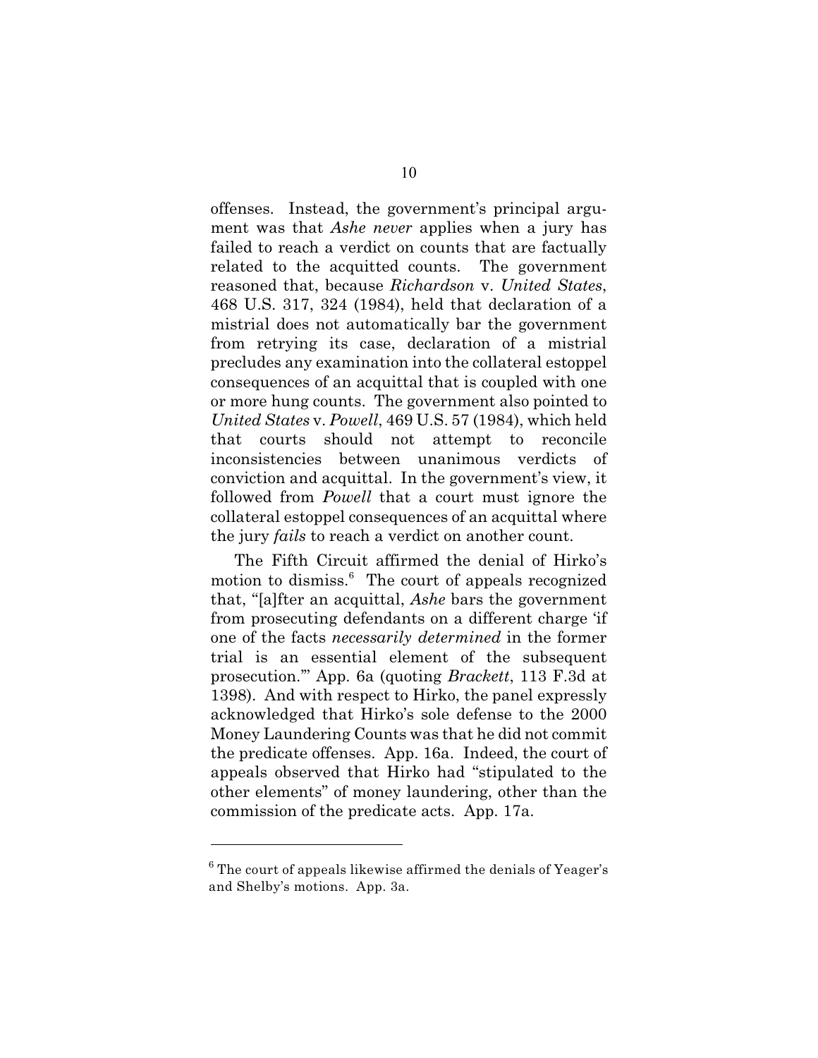offenses. Instead, the government's principal argument was that *Ashe never* applies when a jury has failed to reach a verdict on counts that are factually related to the acquitted counts. The government reasoned that, because *Richardson* v. *United States*, 468 U.S. 317, 324 (1984), held that declaration of a mistrial does not automatically bar the government from retrying its case, declaration of a mistrial precludes any examination into the collateral estoppel consequences of an acquittal that is coupled with one or more hung counts. The government also pointed to *United States* v. *Powell*, 469 U.S. 57 (1984), which held that courts should not attempt to reconcile inconsistencies between unanimous verdicts of conviction and acquittal. In the government's view, it followed from *Powell* that a court must ignore the collateral estoppel consequences of an acquittal where the jury *fails* to reach a verdict on another count.

The Fifth Circuit affirmed the denial of Hirko's motion to dismiss.[6] The court of appeals recognized that, "[a]fter an acquittal, *Ashe* bars the government from prosecuting defendants on a different charge 'if one of the facts *necessarily determined* in the former trial is an essential element of the subsequent prosecution.'" App. 6a (quoting *Brackett*, 113 F.3d at 1398). And with respect to Hirko, the panel expressly acknowledged that Hirko's sole defense to the 2000 Money Laundering Counts was that he did not commit the predicate offenses. App. 16a. Indeed, the court of appeals observed that Hirko had "stipulated to the other elements" of money laundering, other than the commission of the predicate acts. App. 17a.

---

[6] The court of appeals likewise affirmed the denials of Yeager's and Shelby's motions. App. 3a.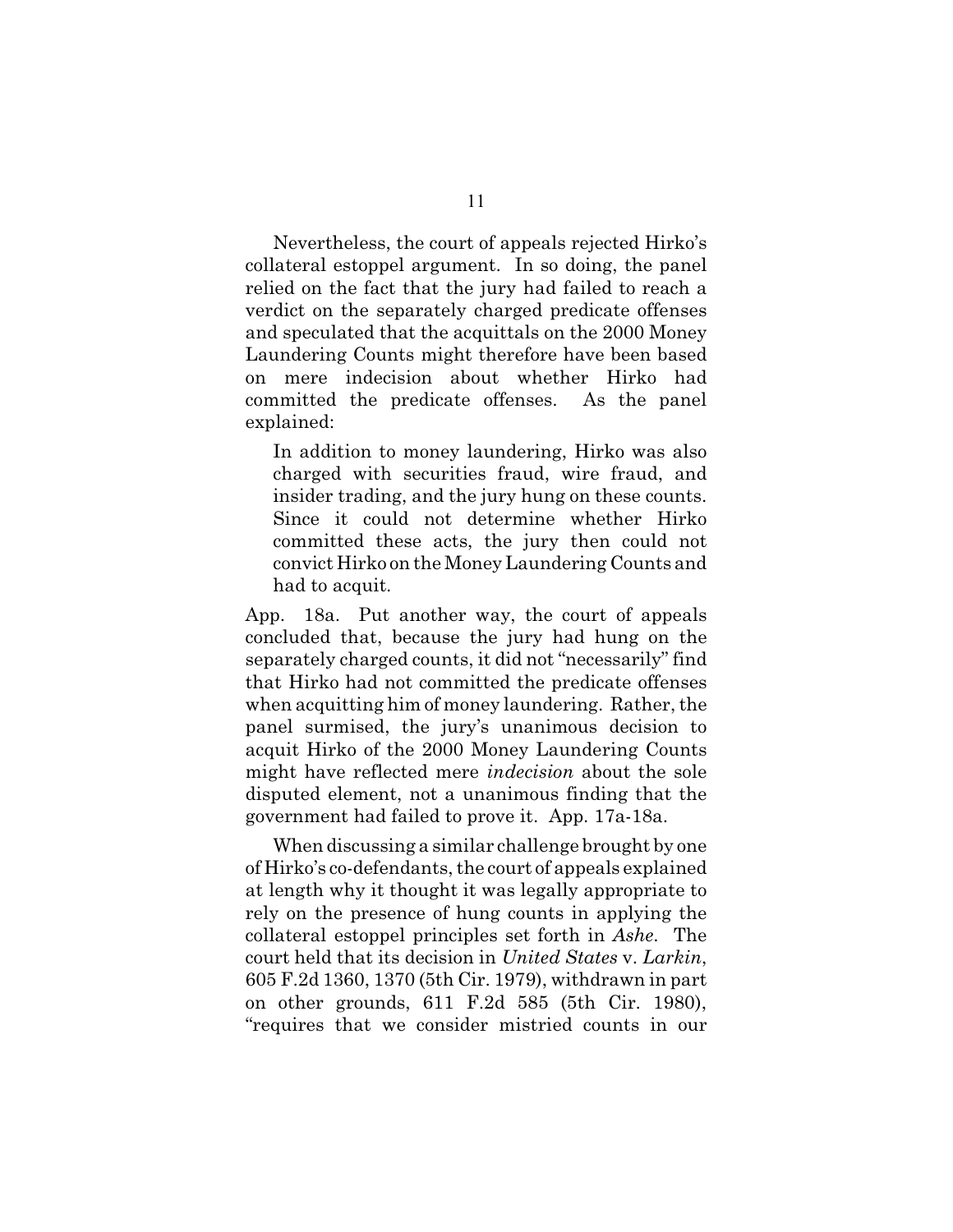Nevertheless, the court of appeals rejected Hirko's collateral estoppel argument. In so doing, the panel relied on the fact that the jury had failed to reach a verdict on the separately charged predicate offenses and speculated that the acquittals on the 2000 Money Laundering Counts might therefore have been based on mere indecision about whether Hirko had committed the predicate offenses. As the panel explained:

> In addition to money laundering, Hirko was also charged with securities fraud, wire fraud, and insider trading, and the jury hung on these counts. Since it could not determine whether Hirko committed these acts, the jury then could not convict Hirko on the Money Laundering Counts and had to acquit.

App. 18a. Put another way, the court of appeals concluded that, because the jury had hung on the separately charged counts, it did not "necessarily" find that Hirko had not committed the predicate offenses when acquitting him of money laundering. Rather, the panel surmised, the jury's unanimous decision to acquit Hirko of the 2000 Money Laundering Counts might have reflected mere *indecision* about the sole disputed element, not a unanimous finding that the government had failed to prove it. App. 17a-18a.

When discussing a similar challenge brought by one of Hirko's co-defendants, the court of appeals explained at length why it thought it was legally appropriate to rely on the presence of hung counts in applying the collateral estoppel principles set forth in *Ashe*. The court held that its decision in *United States* v. *Larkin*, 605 F.2d 1360, 1370 (5th Cir. 1979), withdrawn in part on other grounds, 611 F.2d 585 (5th Cir. 1980), "requires that we consider mistried counts in our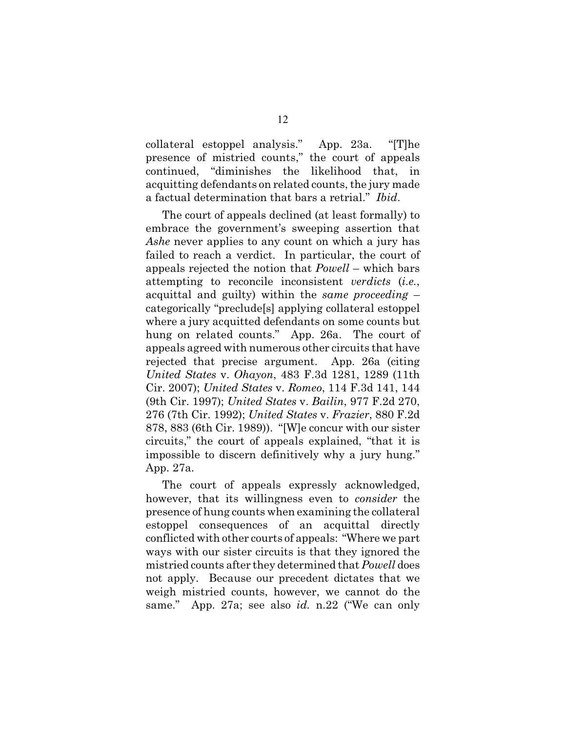collateral estoppel analysis." App. 23a. "[T]he presence of mistried counts," the court of appeals continued, "diminishes the likelihood that, in acquitting defendants on related counts, the jury made a factual determination that bars a retrial." *Ibid*.

The court of appeals declined (at least formally) to embrace the government's sweeping assertion that *Ashe* never applies to any count on which a jury has failed to reach a verdict. In particular, the court of appeals rejected the notion that *Powell* – which bars attempting to reconcile inconsistent *verdicts* (*i.e.*, acquittal and guilty) within the *same proceeding* – categorically "preclude[s] applying collateral estoppel where a jury acquitted defendants on some counts but hung on related counts." App. 26a. The court of appeals agreed with numerous other circuits that have rejected that precise argument. App. 26a (citing *United States* v. *Ohayon*, 483 F.3d 1281, 1289 (11th Cir. 2007); *United States* v. *Romeo*, 114 F.3d 141, 144 (9th Cir. 1997); *United States* v. *Bailin*, 977 F.2d 270, 276 (7th Cir. 1992); *United States* v. *Frazier*, 880 F.2d 878, 883 (6th Cir. 1989)). "[W]e concur with our sister circuits," the court of appeals explained, "that it is impossible to discern definitively why a jury hung." App. 27a.

The court of appeals expressly acknowledged, however, that its willingness even to *consider* the presence of hung counts when examining the collateral estoppel consequences of an acquittal directly conflicted with other courts of appeals: "Where we part ways with our sister circuits is that they ignored the mistried counts after they determined that *Powell* does not apply. Because our precedent dictates that we weigh mistried counts, however, we cannot do the same." App. 27a; see also *id.* n.22 ("We can only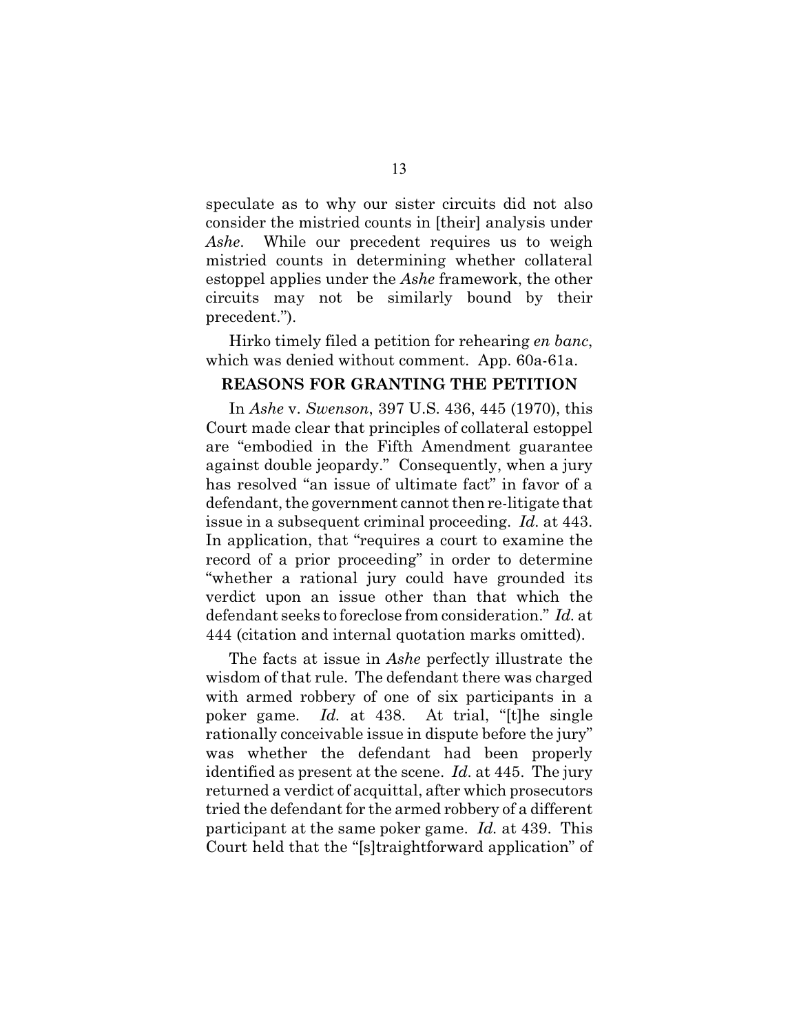speculate as to why our sister circuits did not also consider the mistried counts in [their] analysis under *Ashe*. While our precedent requires us to weigh mistried counts in determining whether collateral estoppel applies under the *Ashe* framework, the other circuits may not be similarly bound by their precedent.").

Hirko timely filed a petition for rehearing *en banc*, which was denied without comment. App. 60a-61a.

## REASONS FOR GRANTING THE PETITION

In *Ashe* v. *Swenson*, 397 U.S. 436, 445 (1970), this Court made clear that principles of collateral estoppel are "embodied in the Fifth Amendment guarantee against double jeopardy." Consequently, when a jury has resolved "an issue of ultimate fact" in favor of a defendant, the government cannot then re-litigate that issue in a subsequent criminal proceeding. *Id.* at 443. In application, that "requires a court to examine the record of a prior proceeding" in order to determine "whether a rational jury could have grounded its verdict upon an issue other than that which the defendant seeks to foreclose from consideration." *Id.* at 444 (citation and internal quotation marks omitted).

The facts at issue in *Ashe* perfectly illustrate the wisdom of that rule. The defendant there was charged with armed robbery of one of six participants in a poker game. *Id.* at 438. At trial, "[t]he single rationally conceivable issue in dispute before the jury" was whether the defendant had been properly identified as present at the scene. *Id.* at 445. The jury returned a verdict of acquittal, after which prosecutors tried the defendant for the armed robbery of a different participant at the same poker game. *Id.* at 439. This Court held that the "[s]traightforward application" of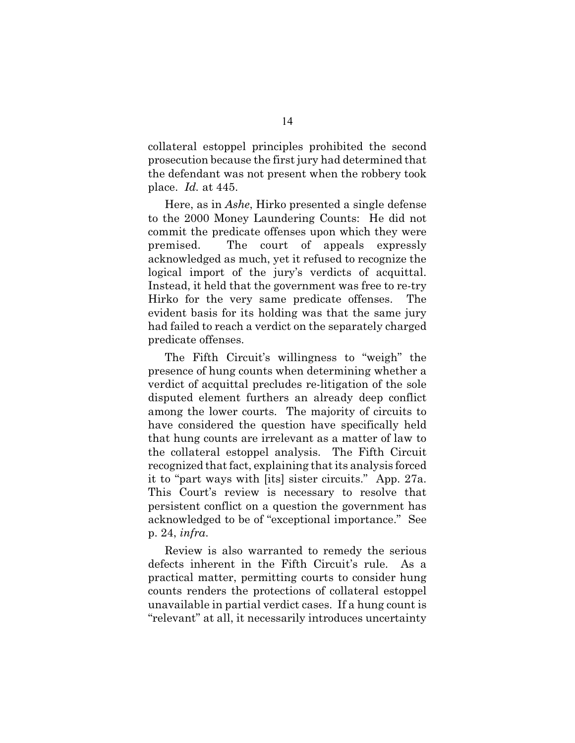collateral estoppel principles prohibited the second prosecution because the first jury had determined that the defendant was not present when the robbery took place. *Id.* at 445.

Here, as in *Ashe*, Hirko presented a single defense to the 2000 Money Laundering Counts: He did not commit the predicate offenses upon which they were premised. The court of appeals expressly acknowledged as much, yet it refused to recognize the logical import of the jury's verdicts of acquittal. Instead, it held that the government was free to re-try Hirko for the very same predicate offenses. The evident basis for its holding was that the same jury had failed to reach a verdict on the separately charged predicate offenses.

The Fifth Circuit's willingness to "weigh" the presence of hung counts when determining whether a verdict of acquittal precludes re-litigation of the sole disputed element furthers an already deep conflict among the lower courts. The majority of circuits to have considered the question have specifically held that hung counts are irrelevant as a matter of law to the collateral estoppel analysis. The Fifth Circuit recognized that fact, explaining that its analysis forced it to "part ways with [its] sister circuits." App. 27a. This Court's review is necessary to resolve that persistent conflict on a question the government has acknowledged to be of "exceptional importance." See p. 24, *infra*.

Review is also warranted to remedy the serious defects inherent in the Fifth Circuit's rule. As a practical matter, permitting courts to consider hung counts renders the protections of collateral estoppel unavailable in partial verdict cases. If a hung count is "relevant" at all, it necessarily introduces uncertainty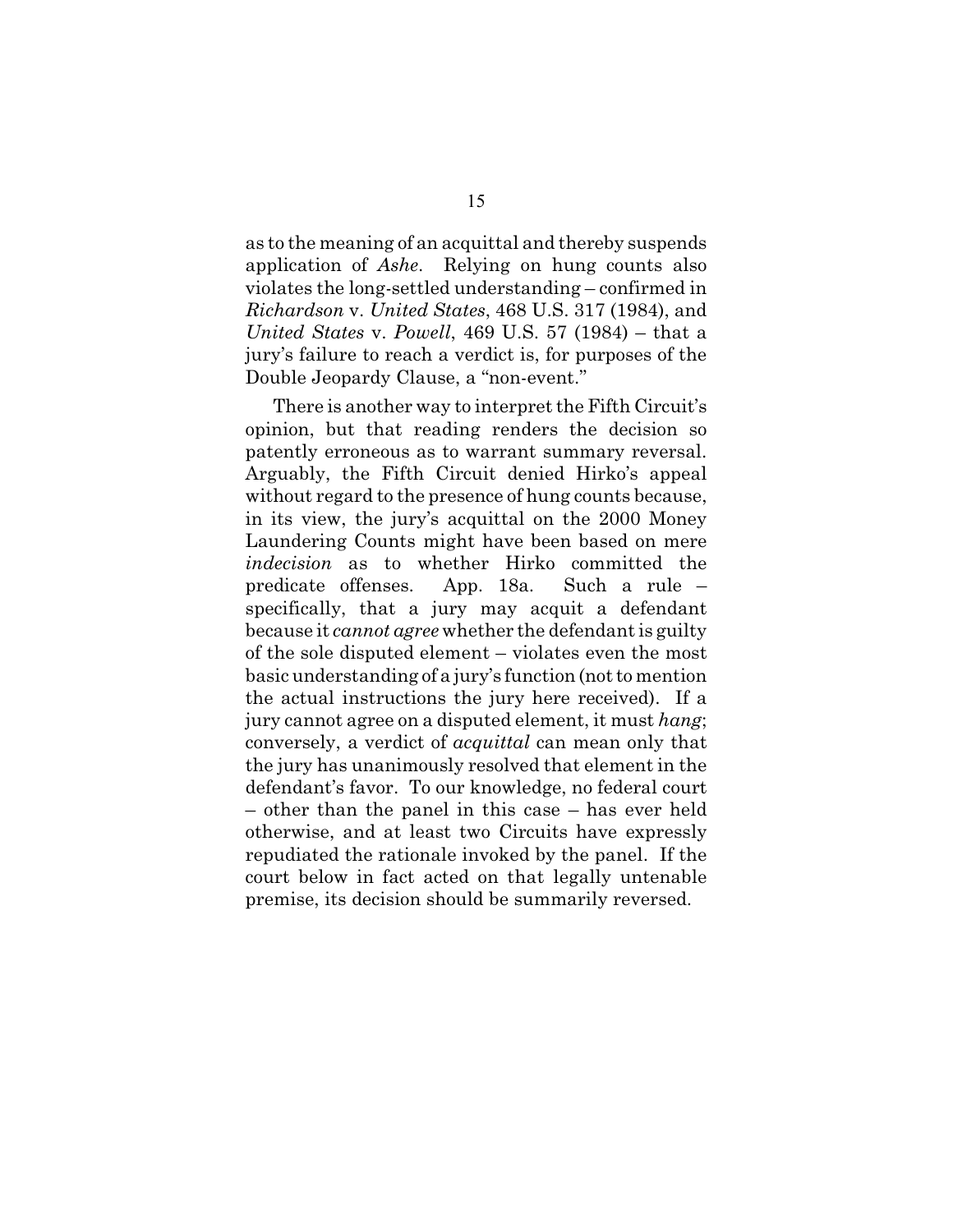as to the meaning of an acquittal and thereby suspends application of *Ashe*. Relying on hung counts also violates the long-settled understanding – confirmed in *Richardson* v. *United States*, 468 U.S. 317 (1984), and *United States* v. *Powell*, 469 U.S. 57 (1984) – that a jury's failure to reach a verdict is, for purposes of the Double Jeopardy Clause, a "non-event."

There is another way to interpret the Fifth Circuit's opinion, but that reading renders the decision so patently erroneous as to warrant summary reversal. Arguably, the Fifth Circuit denied Hirko's appeal without regard to the presence of hung counts because, in its view, the jury's acquittal on the 2000 Money Laundering Counts might have been based on mere *indecision* as to whether Hirko committed the predicate offenses. App. 18a. Such a rule – specifically, that a jury may acquit a defendant because it *cannot agree* whether the defendant is guilty of the sole disputed element – violates even the most basic understanding of a jury's function (not to mention the actual instructions the jury here received). If a jury cannot agree on a disputed element, it must *hang*; conversely, a verdict of *acquittal* can mean only that the jury has unanimously resolved that element in the defendant's favor. To our knowledge, no federal court – other than the panel in this case – has ever held otherwise, and at least two Circuits have expressly repudiated the rationale invoked by the panel. If the court below in fact acted on that legally untenable premise, its decision should be summarily reversed.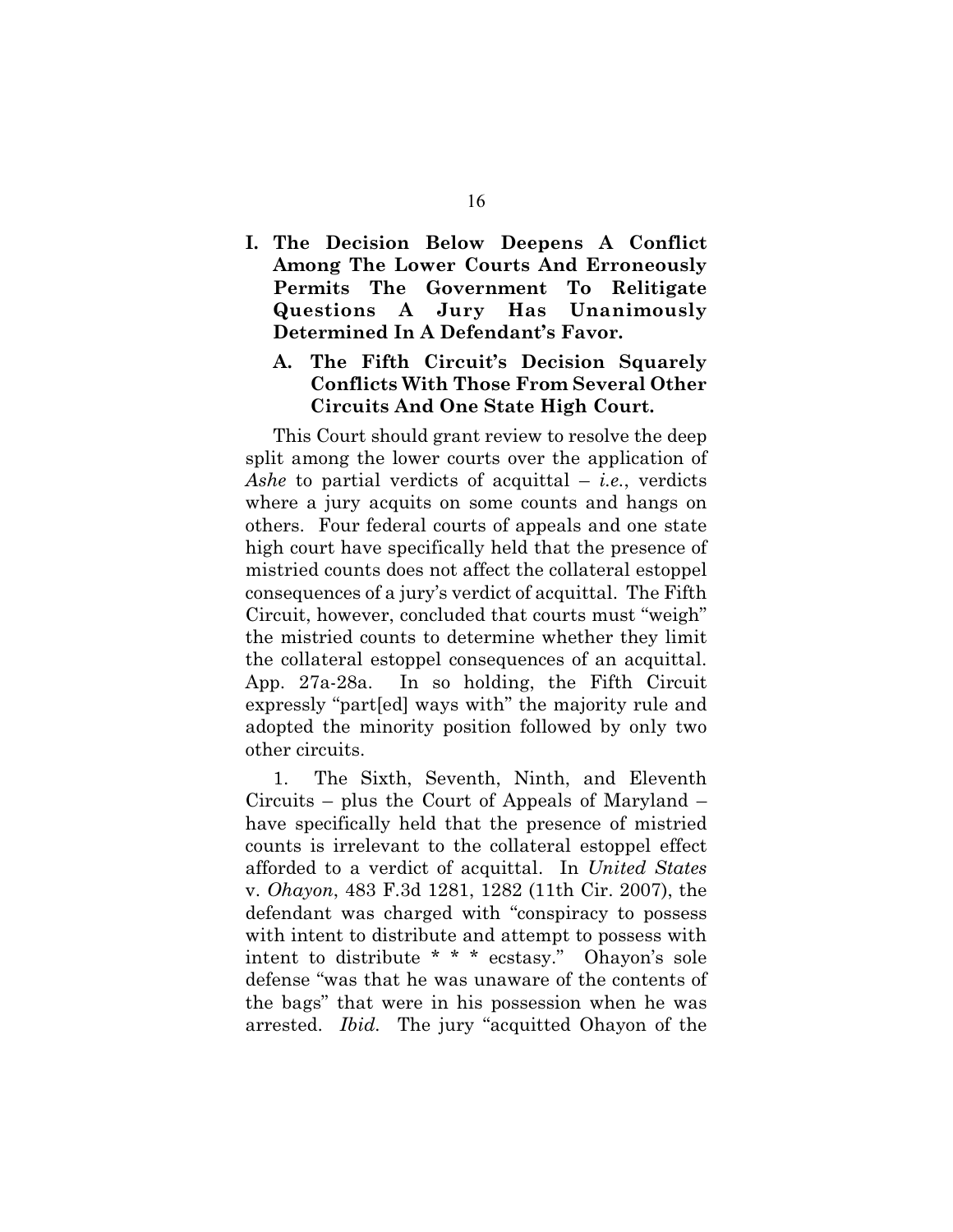## I. The Decision Below Deepens A Conflict Among The Lower Courts And Erroneously Permits The Government To Relitigate Questions A Jury Has Unanimously Determined In A Defendant's Favor.

### A. The Fifth Circuit's Decision Squarely Conflicts With Those From Several Other Circuits And One State High Court.

This Court should grant review to resolve the deep split among the lower courts over the application of *Ashe* to partial verdicts of acquittal – *i.e.*, verdicts where a jury acquits on some counts and hangs on others. Four federal courts of appeals and one state high court have specifically held that the presence of mistried counts does not affect the collateral estoppel consequences of a jury's verdict of acquittal. The Fifth Circuit, however, concluded that courts must "weigh" the mistried counts to determine whether they limit the collateral estoppel consequences of an acquittal. App. 27a-28a. In so holding, the Fifth Circuit expressly "part[ed] ways with" the majority rule and adopted the minority position followed by only two other circuits.

1. The Sixth, Seventh, Ninth, and Eleventh Circuits – plus the Court of Appeals of Maryland – have specifically held that the presence of mistried counts is irrelevant to the collateral estoppel effect afforded to a verdict of acquittal. In *United States* v. *Ohayon*, 483 F.3d 1281, 1282 (11th Cir. 2007), the defendant was charged with "conspiracy to possess with intent to distribute and attempt to possess with intent to distribute * * * ecstasy." Ohayon's sole defense "was that he was unaware of the contents of the bags" that were in his possession when he was arrested. *Ibid.* The jury "acquitted Ohayon of the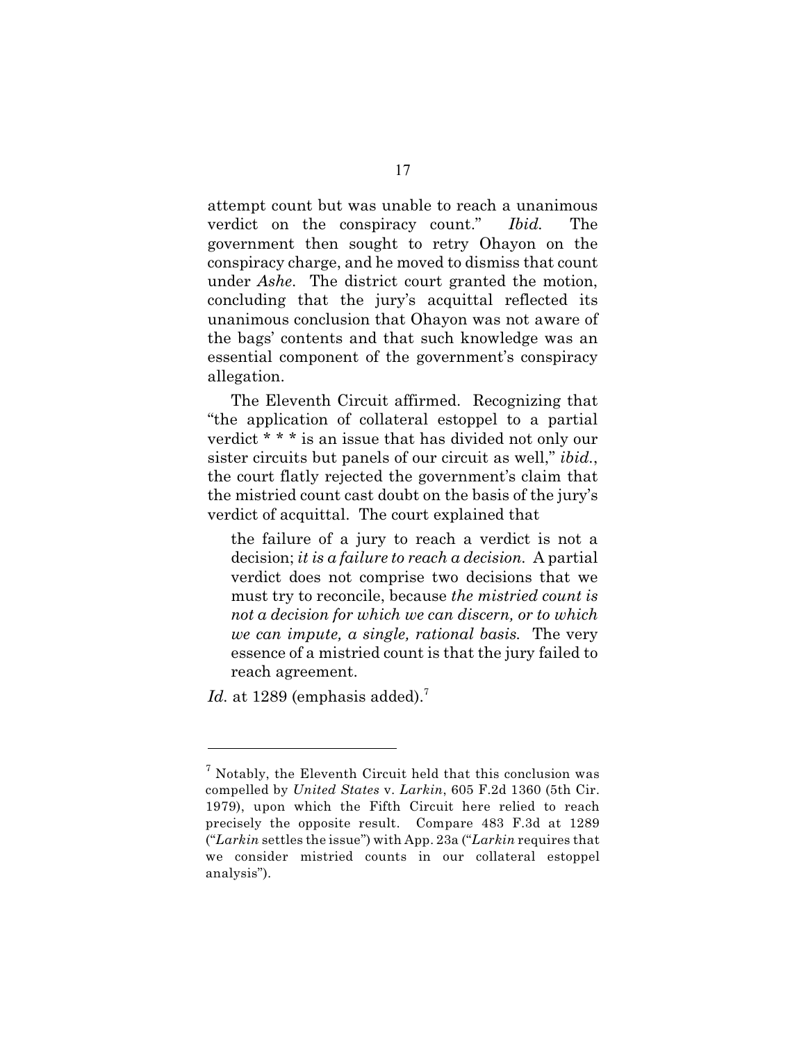attempt count but was unable to reach a unanimous verdict on the conspiracy count." *Ibid.* The government then sought to retry Ohayon on the conspiracy charge, and he moved to dismiss that count under *Ashe*. The district court granted the motion, concluding that the jury's acquittal reflected its unanimous conclusion that Ohayon was not aware of the bags' contents and that such knowledge was an essential component of the government's conspiracy allegation.

The Eleventh Circuit affirmed. Recognizing that "the application of collateral estoppel to a partial verdict * * * is an issue that has divided not only our sister circuits but panels of our circuit as well," *ibid.*, the court flatly rejected the government's claim that the mistried count cast doubt on the basis of the jury's verdict of acquittal. The court explained that

> the failure of a jury to reach a verdict is not a decision; *it is a failure to reach a decision.* A partial verdict does not comprise two decisions that we must try to reconcile, because *the mistried count is not a decision for which we can discern, or to which we can impute, a single, rational basis.* The very essence of a mistried count is that the jury failed to reach agreement.

*Id.* at 1289 (emphasis added).[7]

---

[7] Notably, the Eleventh Circuit held that this conclusion was compelled by *United States* v. *Larkin*, 605 F.2d 1360 (5th Cir. 1979), upon which the Fifth Circuit here relied to reach precisely the opposite result. Compare 483 F.3d at 1289 ("*Larkin* settles the issue") with App. 23a ("*Larkin* requires that we consider mistried counts in our collateral estoppel analysis").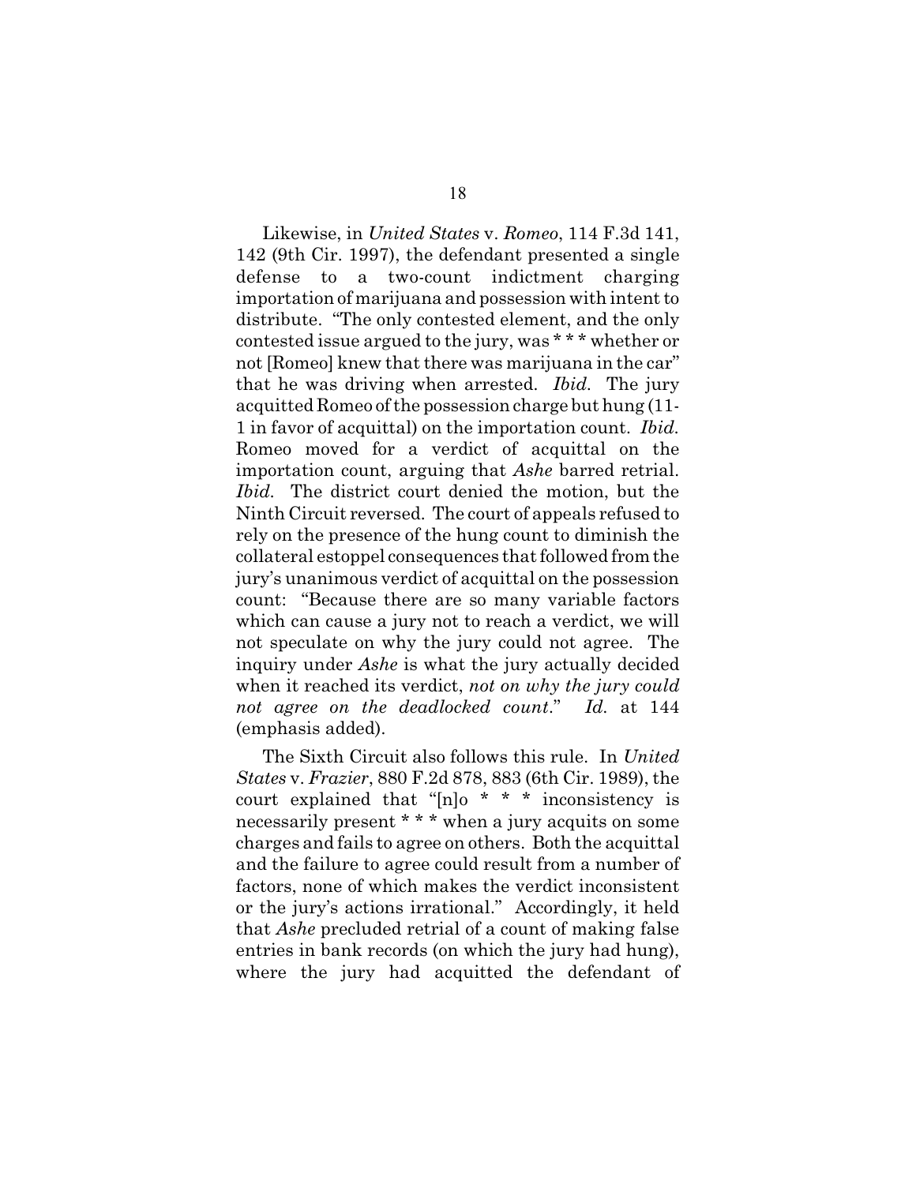Likewise, in *United States* v. *Romeo*, 114 F.3d 141, 142 (9th Cir. 1997), the defendant presented a single defense to a two-count indictment charging importation of marijuana and possession with intent to distribute. "The only contested element, and the only contested issue argued to the jury, was * * * whether or not [Romeo] knew that there was marijuana in the car" that he was driving when arrested. *Ibid.* The jury acquitted Romeo of the possession charge but hung (11-1 in favor of acquittal) on the importation count. *Ibid.* Romeo moved for a verdict of acquittal on the importation count, arguing that *Ashe* barred retrial. *Ibid.* The district court denied the motion, but the Ninth Circuit reversed. The court of appeals refused to rely on the presence of the hung count to diminish the collateral estoppel consequences that followed from the jury's unanimous verdict of acquittal on the possession count: "Because there are so many variable factors which can cause a jury not to reach a verdict, we will not speculate on why the jury could not agree. The inquiry under *Ashe* is what the jury actually decided when it reached its verdict, *not on why the jury could not agree on the deadlocked count*." *Id.* at 144 (emphasis added).

The Sixth Circuit also follows this rule. In *United States* v. *Frazier*, 880 F.2d 878, 883 (6th Cir. 1989), the court explained that "[n]o * * * inconsistency is necessarily present * * * when a jury acquits on some charges and fails to agree on others. Both the acquittal and the failure to agree could result from a number of factors, none of which makes the verdict inconsistent or the jury's actions irrational." Accordingly, it held that *Ashe* precluded retrial of a count of making false entries in bank records (on which the jury had hung), where the jury had acquitted the defendant of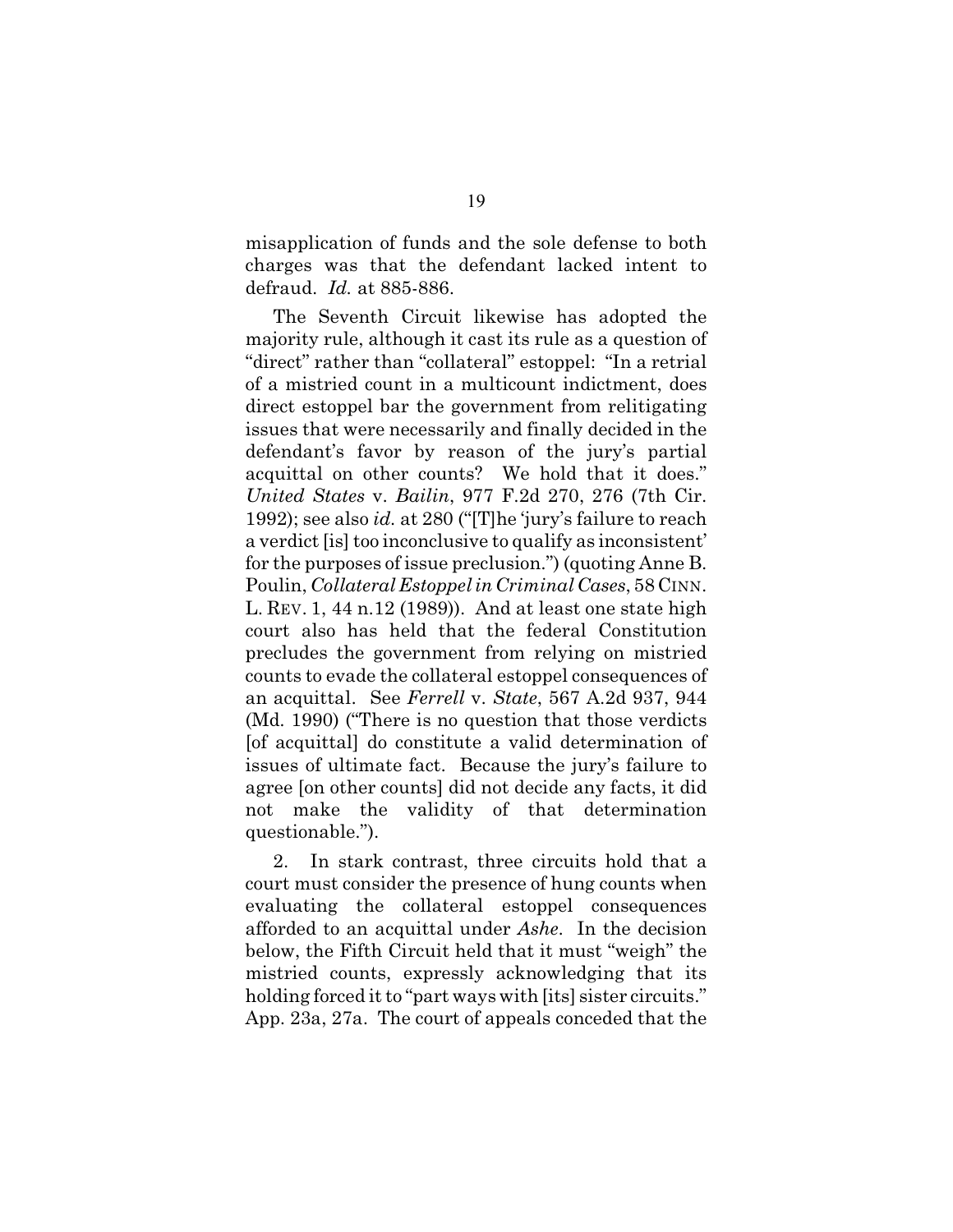misapplication of funds and the sole defense to both charges was that the defendant lacked intent to defraud. *Id.* at 885-886.

The Seventh Circuit likewise has adopted the majority rule, although it cast its rule as a question of "direct" rather than "collateral" estoppel: "In a retrial of a mistried count in a multicount indictment, does direct estoppel bar the government from relitigating issues that were necessarily and finally decided in the defendant's favor by reason of the jury's partial acquittal on other counts? We hold that it does." *United States* v. *Bailin*, 977 F.2d 270, 276 (7th Cir. 1992); see also *id.* at 280 ("[T]he 'jury's failure to reach a verdict [is] too inconclusive to qualify as inconsistent' for the purposes of issue preclusion.") (quoting Anne B. Poulin, *Collateral Estoppel in Criminal Cases*, 58 CINN. L. REV. 1, 44 n.12 (1989)). And at least one state high court also has held that the federal Constitution precludes the government from relying on mistried counts to evade the collateral estoppel consequences of an acquittal. See *Ferrell* v. *State*, 567 A.2d 937, 944 (Md. 1990) ("There is no question that those verdicts [of acquittal] do constitute a valid determination of issues of ultimate fact. Because the jury's failure to agree [on other counts] did not decide any facts, it did not make the validity of that determination questionable.").

2. In stark contrast, three circuits hold that a court must consider the presence of hung counts when evaluating the collateral estoppel consequences afforded to an acquittal under *Ashe*. In the decision below, the Fifth Circuit held that it must "weigh" the mistried counts, expressly acknowledging that its holding forced it to "part ways with [its] sister circuits." App. 23a, 27a. The court of appeals conceded that the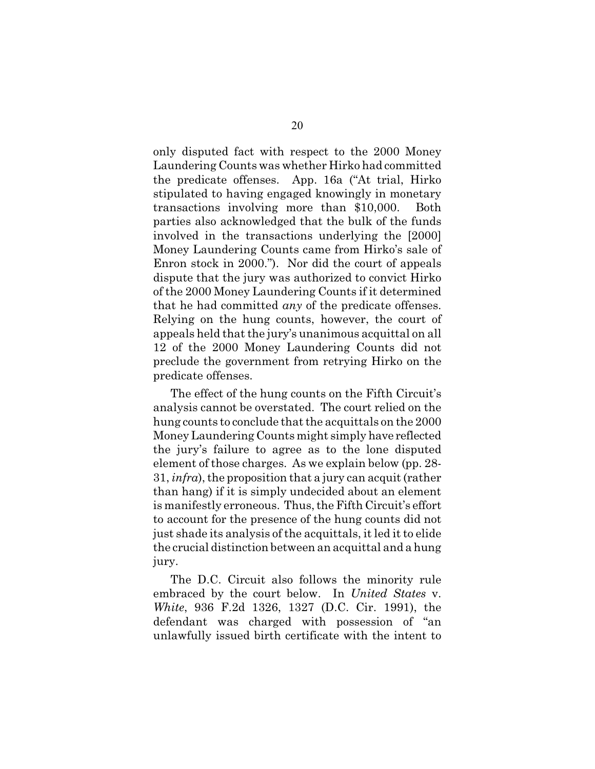only disputed fact with respect to the 2000 Money Laundering Counts was whether Hirko had committed the predicate offenses. App. 16a ("At trial, Hirko stipulated to having engaged knowingly in monetary transactions involving more than $10,000. Both parties also acknowledged that the bulk of the funds involved in the transactions underlying the [2000] Money Laundering Counts came from Hirko's sale of Enron stock in 2000."). Nor did the court of appeals dispute that the jury was authorized to convict Hirko of the 2000 Money Laundering Counts if it determined that he had committed *any* of the predicate offenses. Relying on the hung counts, however, the court of appeals held that the jury's unanimous acquittal on all 12 of the 2000 Money Laundering Counts did not preclude the government from retrying Hirko on the predicate offenses.

The effect of the hung counts on the Fifth Circuit's analysis cannot be overstated. The court relied on the hung counts to conclude that the acquittals on the 2000 Money Laundering Counts might simply have reflected the jury's failure to agree as to the lone disputed element of those charges. As we explain below (pp. 28-31, *infra*), the proposition that a jury can acquit (rather than hang) if it is simply undecided about an element is manifestly erroneous. Thus, the Fifth Circuit's effort to account for the presence of the hung counts did not just shade its analysis of the acquittals, it led it to elide the crucial distinction between an acquittal and a hung jury.

The D.C. Circuit also follows the minority rule embraced by the court below. In *United States* v. *White*, 936 F.2d 1326, 1327 (D.C. Cir. 1991), the defendant was charged with possession of "an unlawfully issued birth certificate with the intent to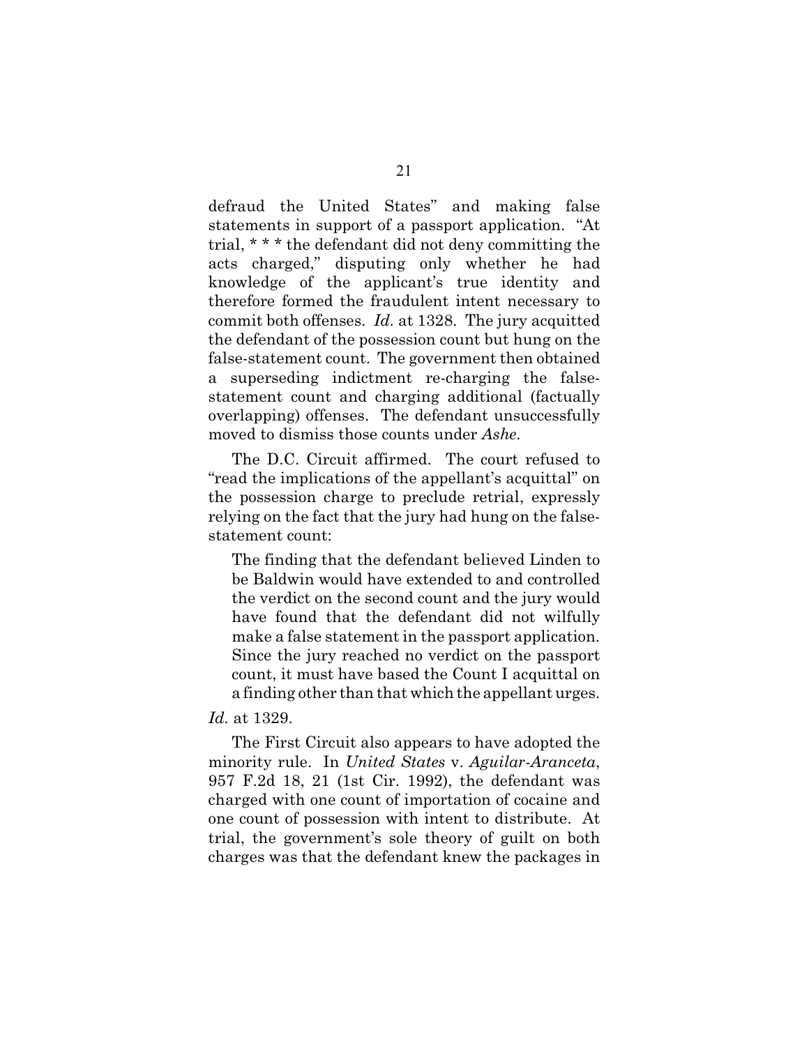defraud the United States" and making false statements in support of a passport application. "At trial, * * * the defendant did not deny committing the acts charged," disputing only whether he had knowledge of the applicant's true identity and therefore formed the fraudulent intent necessary to commit both offenses. *Id.* at 1328. The jury acquitted the defendant of the possession count but hung on the false-statement count. The government then obtained a superseding indictment re-charging the false-statement count and charging additional (factually overlapping) offenses. The defendant unsuccessfully moved to dismiss those counts under *Ashe*.

The D.C. Circuit affirmed. The court refused to "read the implications of the appellant's acquittal" on the possession charge to preclude retrial, expressly relying on the fact that the jury had hung on the false-statement count:

> The finding that the defendant believed Linden to be Baldwin would have extended to and controlled the verdict on the second count and the jury would have found that the defendant did not wilfully make a false statement in the passport application. Since the jury reached no verdict on the passport count, it must have based the Count I acquittal on a finding other than that which the appellant urges.

*Id.* at 1329.

The First Circuit also appears to have adopted the minority rule. In *United States* v. *Aguilar-Aranceta*, 957 F.2d 18, 21 (1st Cir. 1992), the defendant was charged with one count of importation of cocaine and one count of possession with intent to distribute. At trial, the government's sole theory of guilt on both charges was that the defendant knew the packages in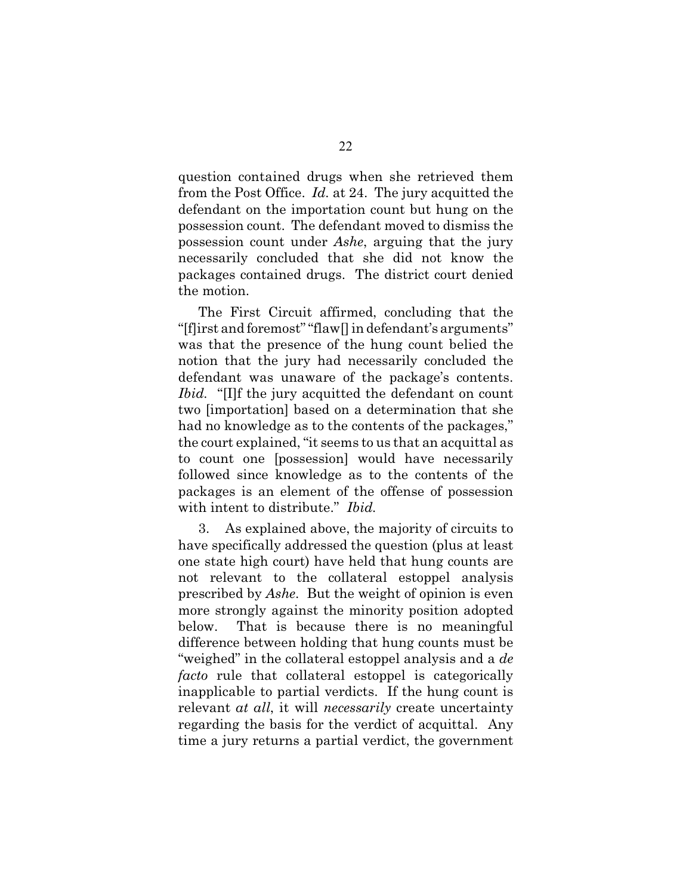question contained drugs when she retrieved them from the Post Office. *Id.* at 24. The jury acquitted the defendant on the importation count but hung on the possession count. The defendant moved to dismiss the possession count under *Ashe*, arguing that the jury necessarily concluded that she did not know the packages contained drugs. The district court denied the motion.

The First Circuit affirmed, concluding that the "[f]irst and foremost" "flaw[] in defendant's arguments" was that the presence of the hung count belied the notion that the jury had necessarily concluded the defendant was unaware of the package's contents. *Ibid.* "[I]f the jury acquitted the defendant on count two [importation] based on a determination that she had no knowledge as to the contents of the packages," the court explained, "it seems to us that an acquittal as to count one [possession] would have necessarily followed since knowledge as to the contents of the packages is an element of the offense of possession with intent to distribute." *Ibid.*

3. As explained above, the majority of circuits to have specifically addressed the question (plus at least one state high court) have held that hung counts are not relevant to the collateral estoppel analysis prescribed by *Ashe*. But the weight of opinion is even more strongly against the minority position adopted below. That is because there is no meaningful difference between holding that hung counts must be "weighed" in the collateral estoppel analysis and a *de facto* rule that collateral estoppel is categorically inapplicable to partial verdicts. If the hung count is relevant *at all*, it will *necessarily* create uncertainty regarding the basis for the verdict of acquittal. Any time a jury returns a partial verdict, the government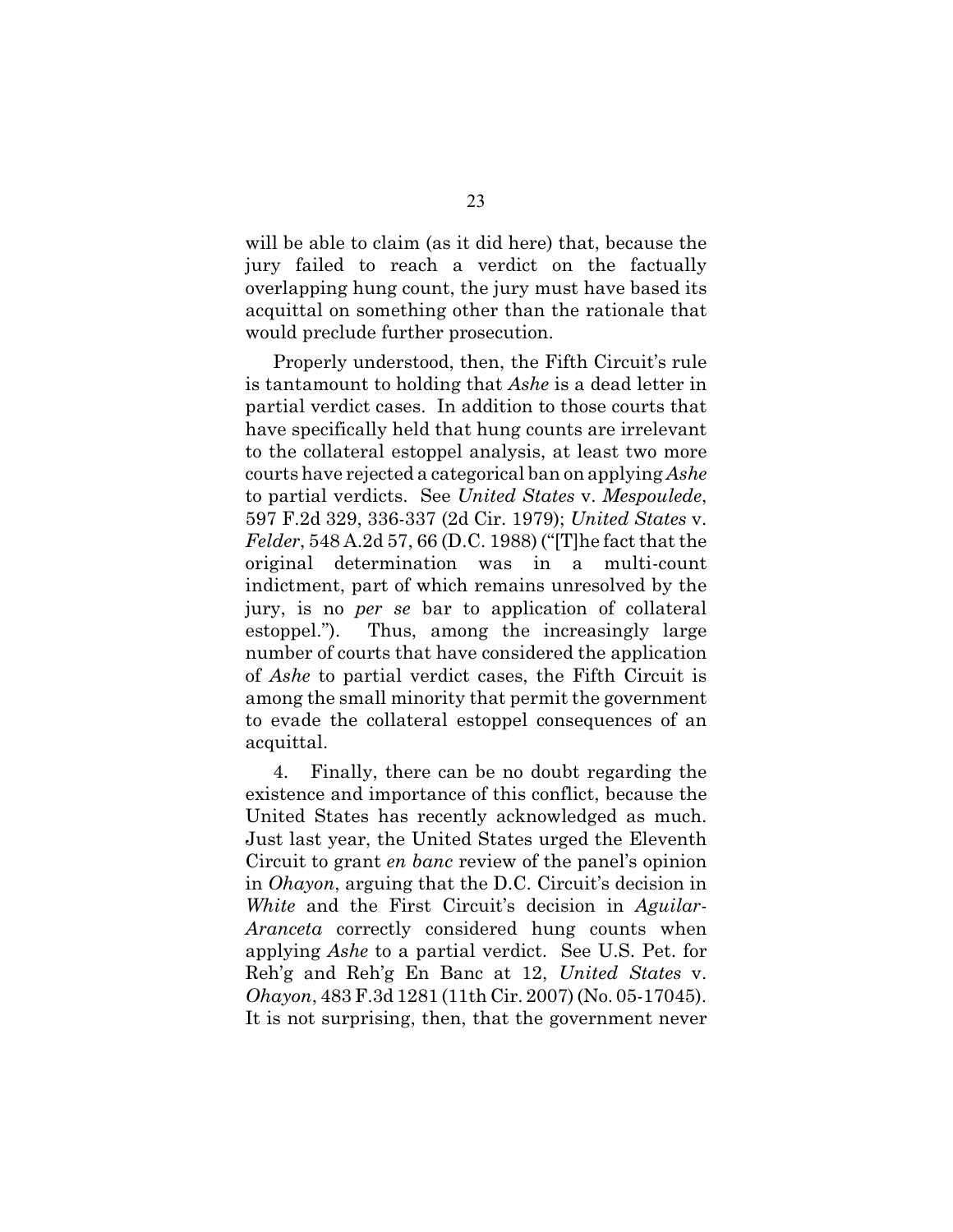will be able to claim (as it did here) that, because the jury failed to reach a verdict on the factually overlapping hung count, the jury must have based its acquittal on something other than the rationale that would preclude further prosecution.

Properly understood, then, the Fifth Circuit's rule is tantamount to holding that *Ashe* is a dead letter in partial verdict cases. In addition to those courts that have specifically held that hung counts are irrelevant to the collateral estoppel analysis, at least two more courts have rejected a categorical ban on applying *Ashe* to partial verdicts. See *United States* v. *Mespoulede*, 597 F.2d 329, 336-337 (2d Cir. 1979); *United States* v. *Felder*, 548 A.2d 57, 66 (D.C. 1988) ("[T]he fact that the original determination was in a multi-count indictment, part of which remains unresolved by the jury, is no *per se* bar to application of collateral estoppel."). Thus, among the increasingly large number of courts that have considered the application of *Ashe* to partial verdict cases, the Fifth Circuit is among the small minority that permit the government to evade the collateral estoppel consequences of an acquittal.

4. Finally, there can be no doubt regarding the existence and importance of this conflict, because the United States has recently acknowledged as much. Just last year, the United States urged the Eleventh Circuit to grant *en banc* review of the panel's opinion in *Ohayon*, arguing that the D.C. Circuit's decision in *White* and the First Circuit's decision in *Aguilar-Aranceta* correctly considered hung counts when applying *Ashe* to a partial verdict. See U.S. Pet. for Reh'g and Reh'g En Banc at 12, *United States* v. *Ohayon*, 483 F.3d 1281 (11th Cir. 2007) (No. 05-17045). It is not surprising, then, that the government never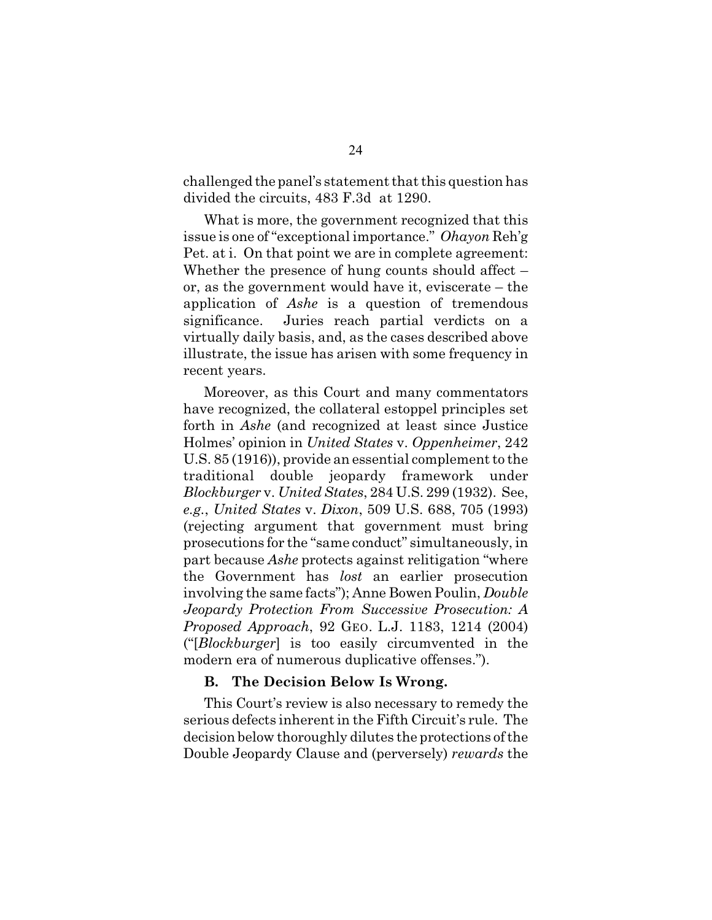challenged the panel's statement that this question has divided the circuits, 483 F.3d at 1290.

What is more, the government recognized that this issue is one of "exceptional importance." *Ohayon* Reh'g Pet. at i. On that point we are in complete agreement: Whether the presence of hung counts should affect – or, as the government would have it, eviscerate – the application of *Ashe* is a question of tremendous significance. Juries reach partial verdicts on a virtually daily basis, and, as the cases described above illustrate, the issue has arisen with some frequency in recent years.

Moreover, as this Court and many commentators have recognized, the collateral estoppel principles set forth in *Ashe* (and recognized at least since Justice Holmes' opinion in *United States* v. *Oppenheimer*, 242 U.S. 85 (1916)), provide an essential complement to the traditional double jeopardy framework under *Blockburger* v. *United States*, 284 U.S. 299 (1932). See, *e.g.*, *United States* v. *Dixon*, 509 U.S. 688, 705 (1993) (rejecting argument that government must bring prosecutions for the "same conduct" simultaneously, in part because *Ashe* protects against relitigation "where the Government has *lost* an earlier prosecution involving the same facts"); Anne Bowen Poulin, *Double Jeopardy Protection From Successive Prosecution: A Proposed Approach*, 92 GEO. L.J. 1183, 1214 (2004) ("[*Blockburger*] is too easily circumvented in the modern era of numerous duplicative offenses.").

### B. The Decision Below Is Wrong.

This Court's review is also necessary to remedy the serious defects inherent in the Fifth Circuit's rule. The decision below thoroughly dilutes the protections of the Double Jeopardy Clause and (perversely) *rewards* the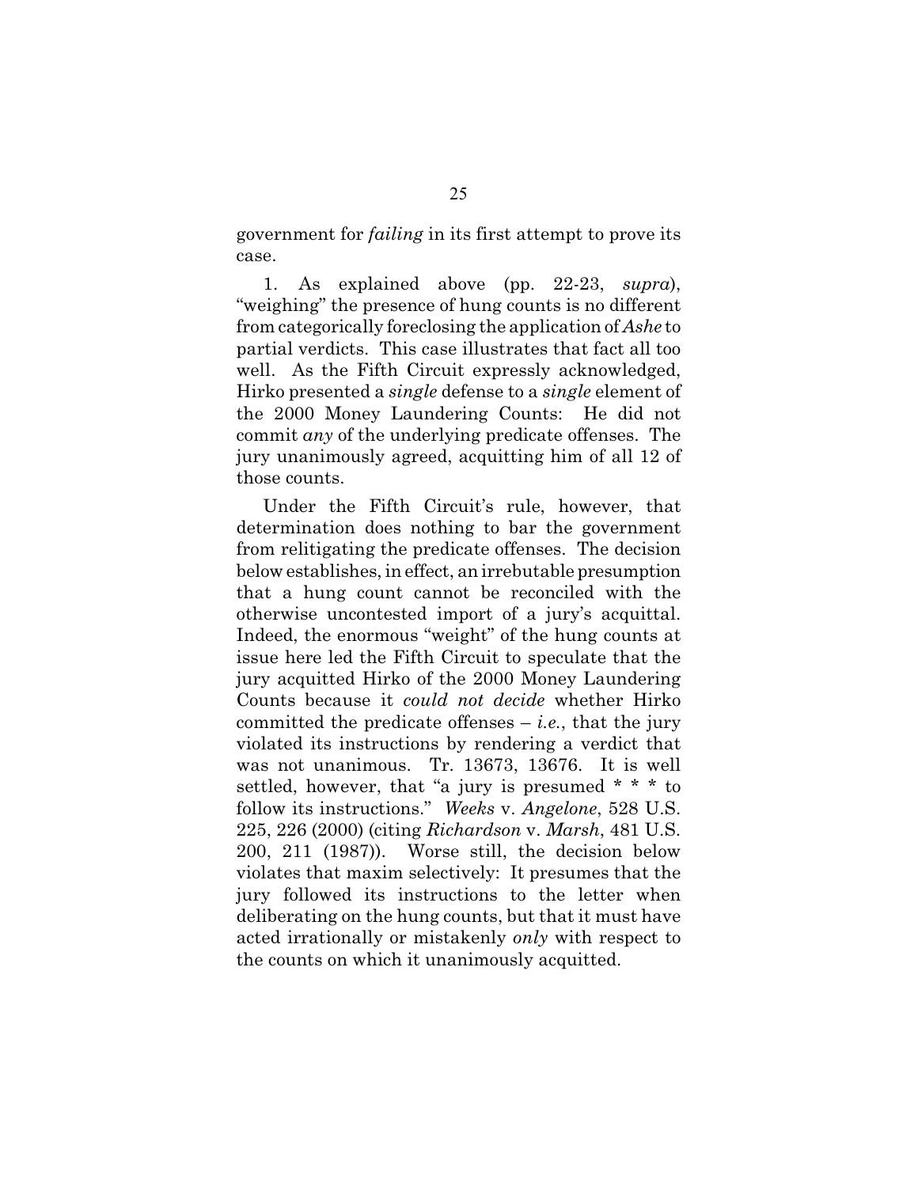government for *failing* in its first attempt to prove its case.

1. As explained above (pp. 22-23, *supra*), "weighing" the presence of hung counts is no different from categorically foreclosing the application of *Ashe* to partial verdicts. This case illustrates that fact all too well. As the Fifth Circuit expressly acknowledged, Hirko presented a *single* defense to a *single* element of the 2000 Money Laundering Counts: He did not commit *any* of the underlying predicate offenses. The jury unanimously agreed, acquitting him of all 12 of those counts.

Under the Fifth Circuit's rule, however, that determination does nothing to bar the government from relitigating the predicate offenses. The decision below establishes, in effect, an irrebutable presumption that a hung count cannot be reconciled with the otherwise uncontested import of a jury's acquittal. Indeed, the enormous "weight" of the hung counts at issue here led the Fifth Circuit to speculate that the jury acquitted Hirko of the 2000 Money Laundering Counts because it *could not decide* whether Hirko committed the predicate offenses – *i.e.*, that the jury violated its instructions by rendering a verdict that was not unanimous. Tr. 13673, 13676. It is well settled, however, that "a jury is presumed * * * to follow its instructions." *Weeks* v. *Angelone*, 528 U.S. 225, 226 (2000) (citing *Richardson* v. *Marsh*, 481 U.S. 200, 211 (1987)). Worse still, the decision below violates that maxim selectively: It presumes that the jury followed its instructions to the letter when deliberating on the hung counts, but that it must have acted irrationally or mistakenly *only* with respect to the counts on which it unanimously acquitted.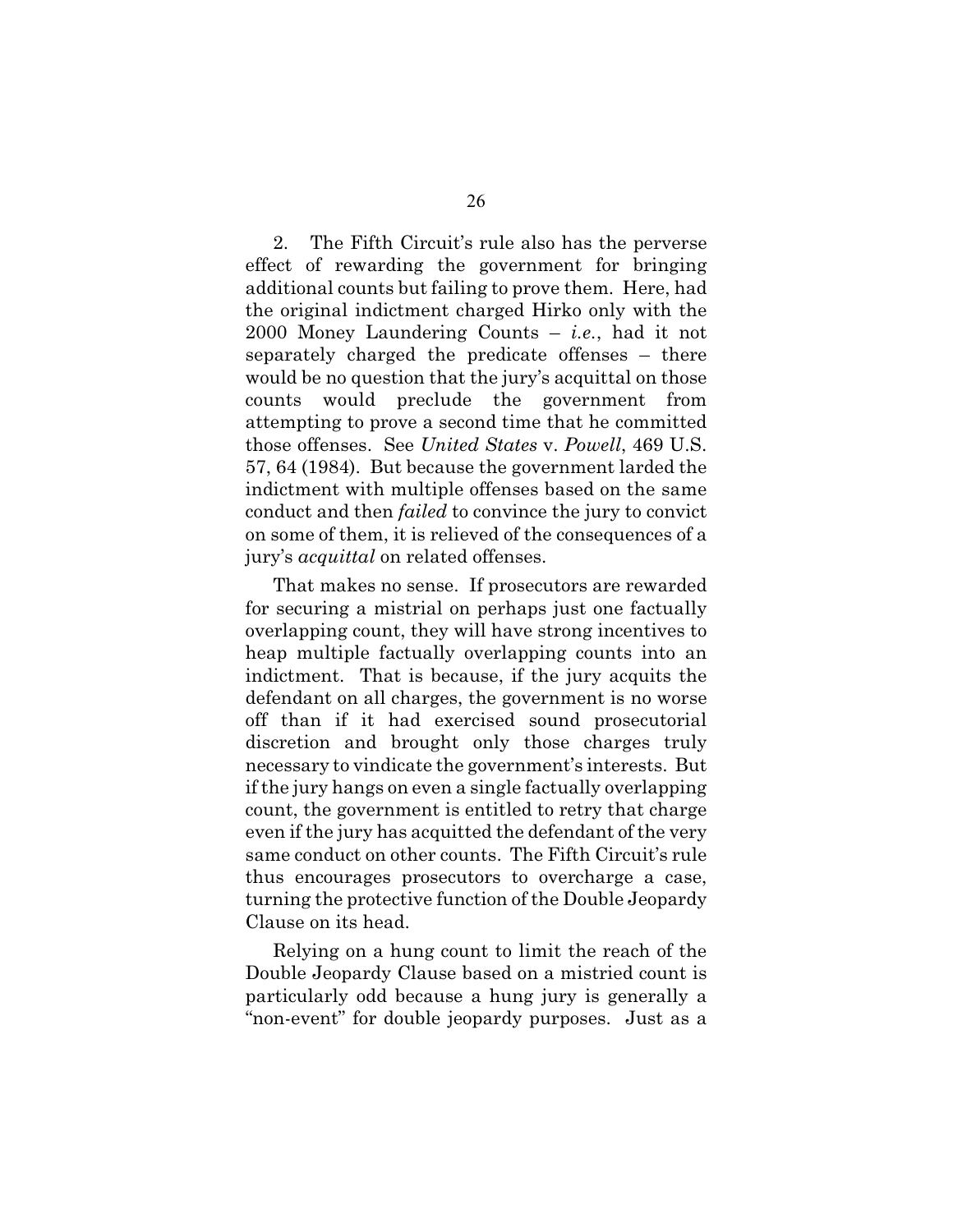2. The Fifth Circuit's rule also has the perverse effect of rewarding the government for bringing additional counts but failing to prove them. Here, had the original indictment charged Hirko only with the 2000 Money Laundering Counts – *i.e.*, had it not separately charged the predicate offenses – there would be no question that the jury's acquittal on those counts would preclude the government from attempting to prove a second time that he committed those offenses. See *United States* v. *Powell*, 469 U.S. 57, 64 (1984). But because the government larded the indictment with multiple offenses based on the same conduct and then *failed* to convince the jury to convict on some of them, it is relieved of the consequences of a jury's *acquittal* on related offenses.

That makes no sense. If prosecutors are rewarded for securing a mistrial on perhaps just one factually overlapping count, they will have strong incentives to heap multiple factually overlapping counts into an indictment. That is because, if the jury acquits the defendant on all charges, the government is no worse off than if it had exercised sound prosecutorial discretion and brought only those charges truly necessary to vindicate the government's interests. But if the jury hangs on even a single factually overlapping count, the government is entitled to retry that charge even if the jury has acquitted the defendant of the very same conduct on other counts. The Fifth Circuit's rule thus encourages prosecutors to overcharge a case, turning the protective function of the Double Jeopardy Clause on its head.

Relying on a hung count to limit the reach of the Double Jeopardy Clause based on a mistried count is particularly odd because a hung jury is generally a "non-event" for double jeopardy purposes. Just as a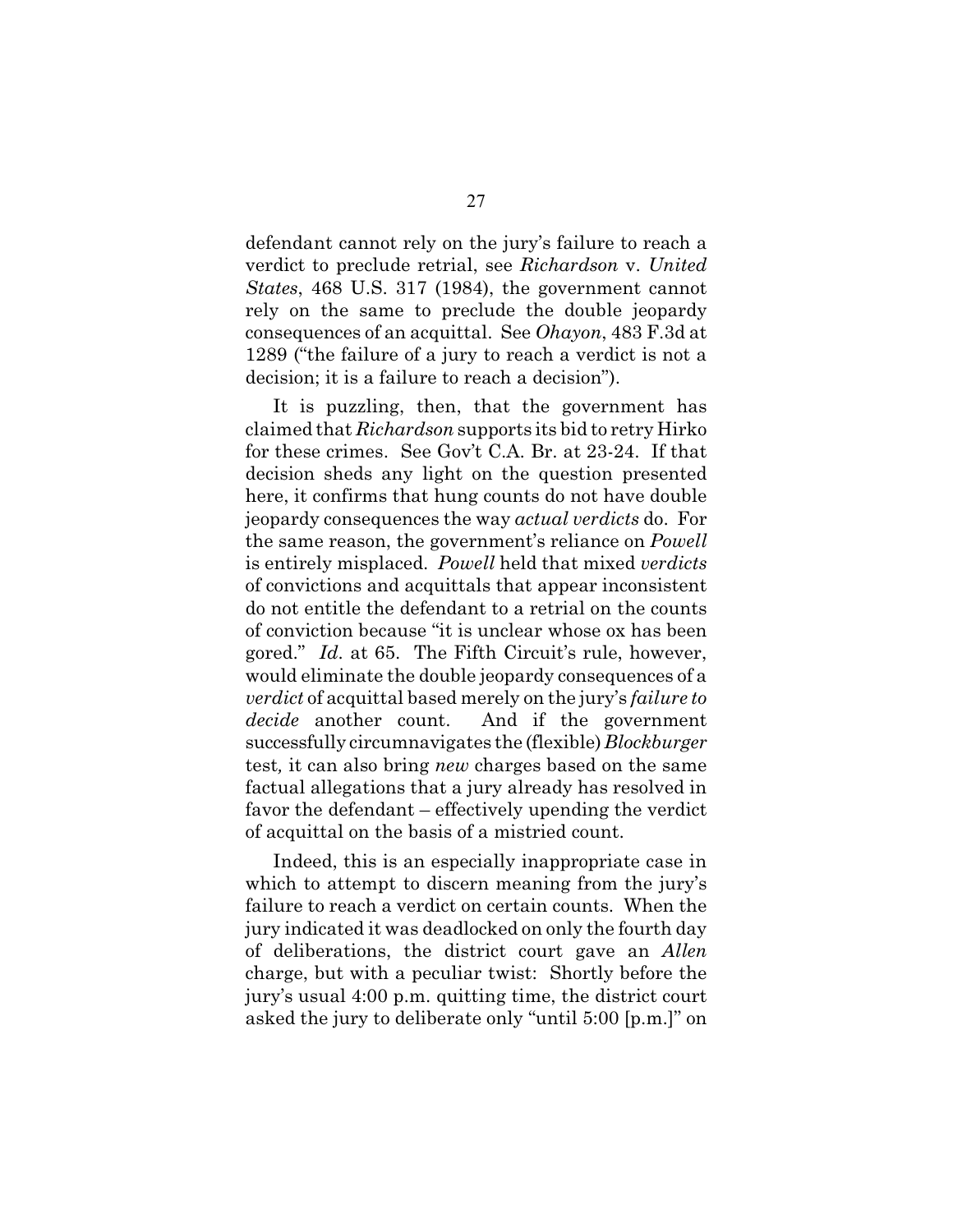defendant cannot rely on the jury's failure to reach a verdict to preclude retrial, see *Richardson* v. *United States*, 468 U.S. 317 (1984), the government cannot rely on the same to preclude the double jeopardy consequences of an acquittal. See *Ohayon*, 483 F.3d at 1289 ("the failure of a jury to reach a verdict is not a decision; it is a failure to reach a decision").

It is puzzling, then, that the government has claimed that *Richardson* supports its bid to retry Hirko for these crimes. See Gov't C.A. Br. at 23-24. If that decision sheds any light on the question presented here, it confirms that hung counts do not have double jeopardy consequences the way *actual verdicts* do. For the same reason, the government's reliance on *Powell* is entirely misplaced. *Powell* held that mixed *verdicts* of convictions and acquittals that appear inconsistent do not entitle the defendant to a retrial on the counts of conviction because "it is unclear whose ox has been gored." *Id*. at 65. The Fifth Circuit's rule, however, would eliminate the double jeopardy consequences of a *verdict* of acquittal based merely on the jury's *failure to decide* another count. And if the government successfully circumnavigates the (flexible) *Blockburger* test*,* it can also bring *new* charges based on the same factual allegations that a jury already has resolved in favor the defendant – effectively upending the verdict of acquittal on the basis of a mistried count.

Indeed, this is an especially inappropriate case in which to attempt to discern meaning from the jury's failure to reach a verdict on certain counts. When the jury indicated it was deadlocked on only the fourth day of deliberations, the district court gave an *Allen* charge, but with a peculiar twist: Shortly before the jury's usual 4:00 p.m. quitting time, the district court asked the jury to deliberate only "until 5:00 [p.m.]" on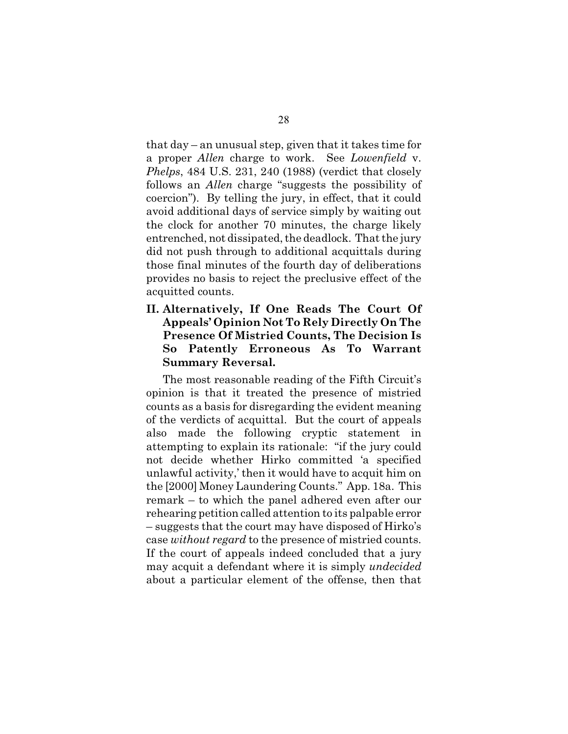that day – an unusual step, given that it takes time for a proper *Allen* charge to work. See *Lowenfield* v. *Phelps*, 484 U.S. 231, 240 (1988) (verdict that closely follows an *Allen* charge "suggests the possibility of coercion"). By telling the jury, in effect, that it could avoid additional days of service simply by waiting out the clock for another 70 minutes, the charge likely entrenched, not dissipated, the deadlock. That the jury did not push through to additional acquittals during those final minutes of the fourth day of deliberations provides no basis to reject the preclusive effect of the acquitted counts.

## II. Alternatively, If One Reads The Court Of Appeals' Opinion Not To Rely Directly On The Presence Of Mistried Counts, The Decision Is So Patently Erroneous As To Warrant Summary Reversal.

The most reasonable reading of the Fifth Circuit's opinion is that it treated the presence of mistried counts as a basis for disregarding the evident meaning of the verdicts of acquittal. But the court of appeals also made the following cryptic statement in attempting to explain its rationale: "if the jury could not decide whether Hirko committed 'a specified unlawful activity,' then it would have to acquit him on the [2000] Money Laundering Counts." App. 18a. This remark – to which the panel adhered even after our rehearing petition called attention to its palpable error – suggests that the court may have disposed of Hirko's case *without regard* to the presence of mistried counts. If the court of appeals indeed concluded that a jury may acquit a defendant where it is simply *undecided* about a particular element of the offense, then that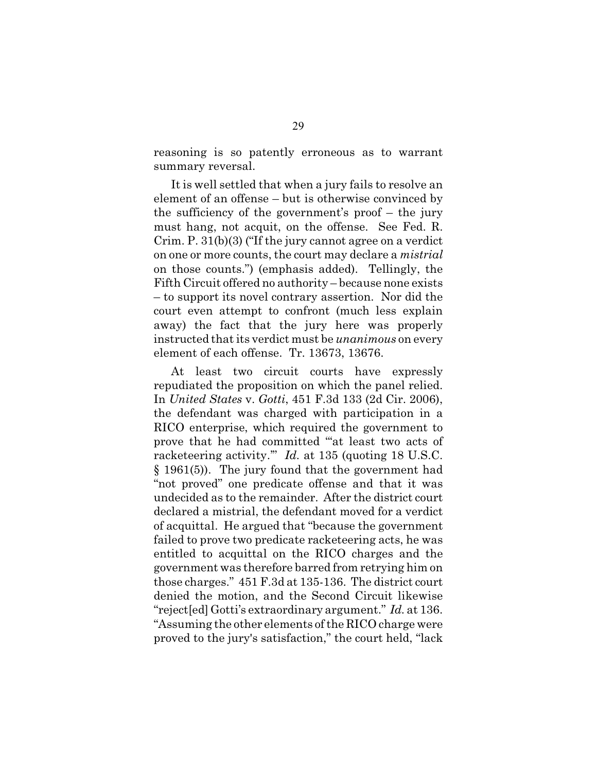reasoning is so patently erroneous as to warrant summary reversal.

It is well settled that when a jury fails to resolve an element of an offense – but is otherwise convinced by the sufficiency of the government's proof – the jury must hang, not acquit, on the offense. See Fed. R. Crim. P. 31(b)(3) ("If the jury cannot agree on a verdict on one or more counts, the court may declare a *mistrial* on those counts.") (emphasis added). Tellingly, the Fifth Circuit offered no authority – because none exists – to support its novel contrary assertion. Nor did the court even attempt to confront (much less explain away) the fact that the jury here was properly instructed that its verdict must be *unanimous* on every element of each offense. Tr. 13673, 13676.

At least two circuit courts have expressly repudiated the proposition on which the panel relied. In *United States* v. *Gotti*, 451 F.3d 133 (2d Cir. 2006), the defendant was charged with participation in a RICO enterprise, which required the government to prove that he had committed "'at least two acts of racketeering activity.'" *Id.* at 135 (quoting 18 U.S.C. § 1961(5)). The jury found that the government had "not proved" one predicate offense and that it was undecided as to the remainder. After the district court declared a mistrial, the defendant moved for a verdict of acquittal. He argued that "because the government failed to prove two predicate racketeering acts, he was entitled to acquittal on the RICO charges and the government was therefore barred from retrying him on those charges." 451 F.3d at 135-136. The district court denied the motion, and the Second Circuit likewise "reject[ed] Gotti's extraordinary argument." *Id.* at 136. "Assuming the other elements of the RICO charge were proved to the jury's satisfaction," the court held, "lack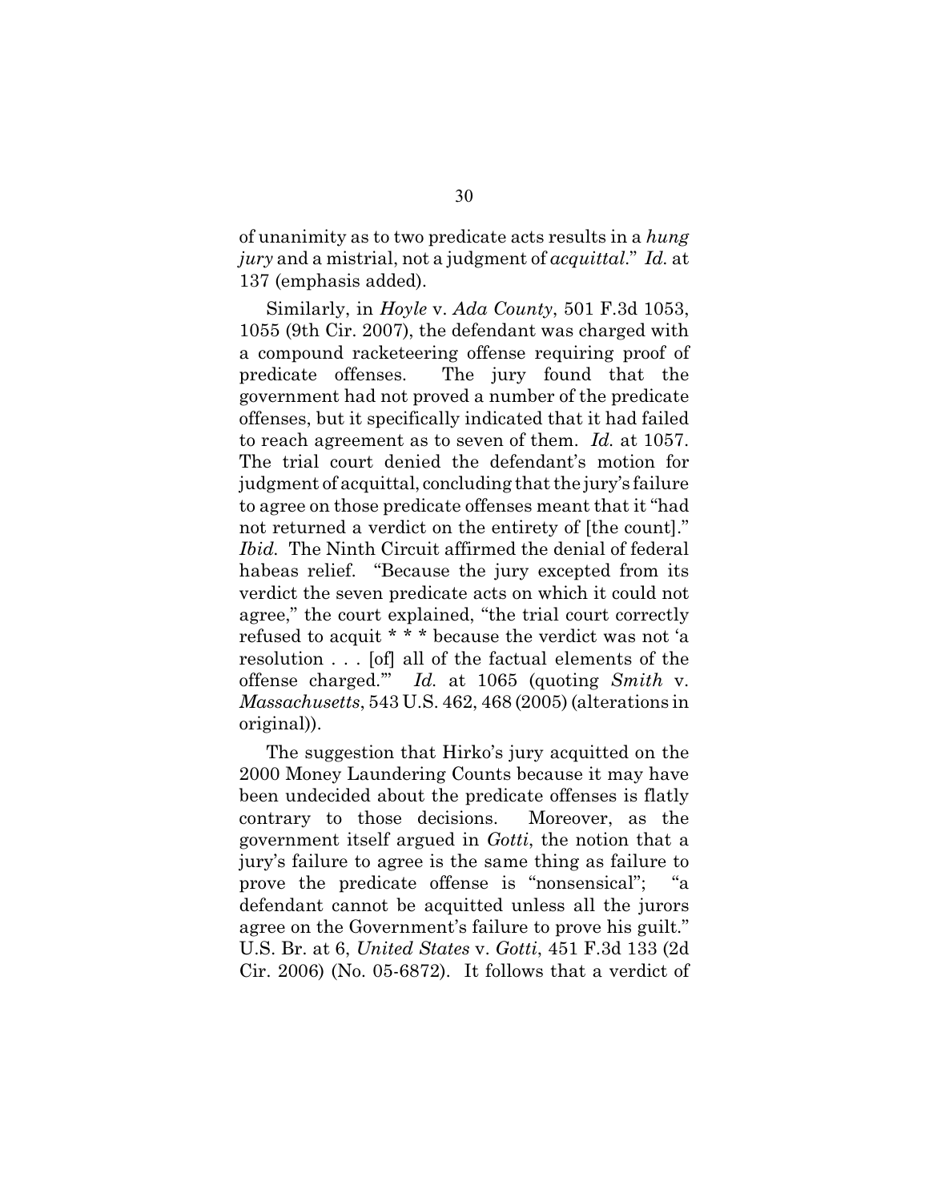of unanimity as to two predicate acts results in a *hung jury* and a mistrial, not a judgment of *acquittal*." *Id.* at 137 (emphasis added).

Similarly, in *Hoyle* v. *Ada County*, 501 F.3d 1053, 1055 (9th Cir. 2007), the defendant was charged with a compound racketeering offense requiring proof of predicate offenses. The jury found that the government had not proved a number of the predicate offenses, but it specifically indicated that it had failed to reach agreement as to seven of them. *Id.* at 1057. The trial court denied the defendant's motion for judgment of acquittal, concluding that the jury's failure to agree on those predicate offenses meant that it "had not returned a verdict on the entirety of [the count]." *Ibid.* The Ninth Circuit affirmed the denial of federal habeas relief. "Because the jury excepted from its verdict the seven predicate acts on which it could not agree," the court explained, "the trial court correctly refused to acquit * * * because the verdict was not 'a resolution . . . [of] all of the factual elements of the offense charged.'" *Id.* at 1065 (quoting *Smith* v. *Massachusetts*, 543 U.S. 462, 468 (2005) (alterations in original)).

The suggestion that Hirko's jury acquitted on the 2000 Money Laundering Counts because it may have been undecided about the predicate offenses is flatly contrary to those decisions. Moreover, as the government itself argued in *Gotti*, the notion that a jury's failure to agree is the same thing as failure to prove the predicate offense is "nonsensical"; "a defendant cannot be acquitted unless all the jurors agree on the Government's failure to prove his guilt." U.S. Br. at 6, *United States* v. *Gotti*, 451 F.3d 133 (2d Cir. 2006) (No. 05-6872). It follows that a verdict of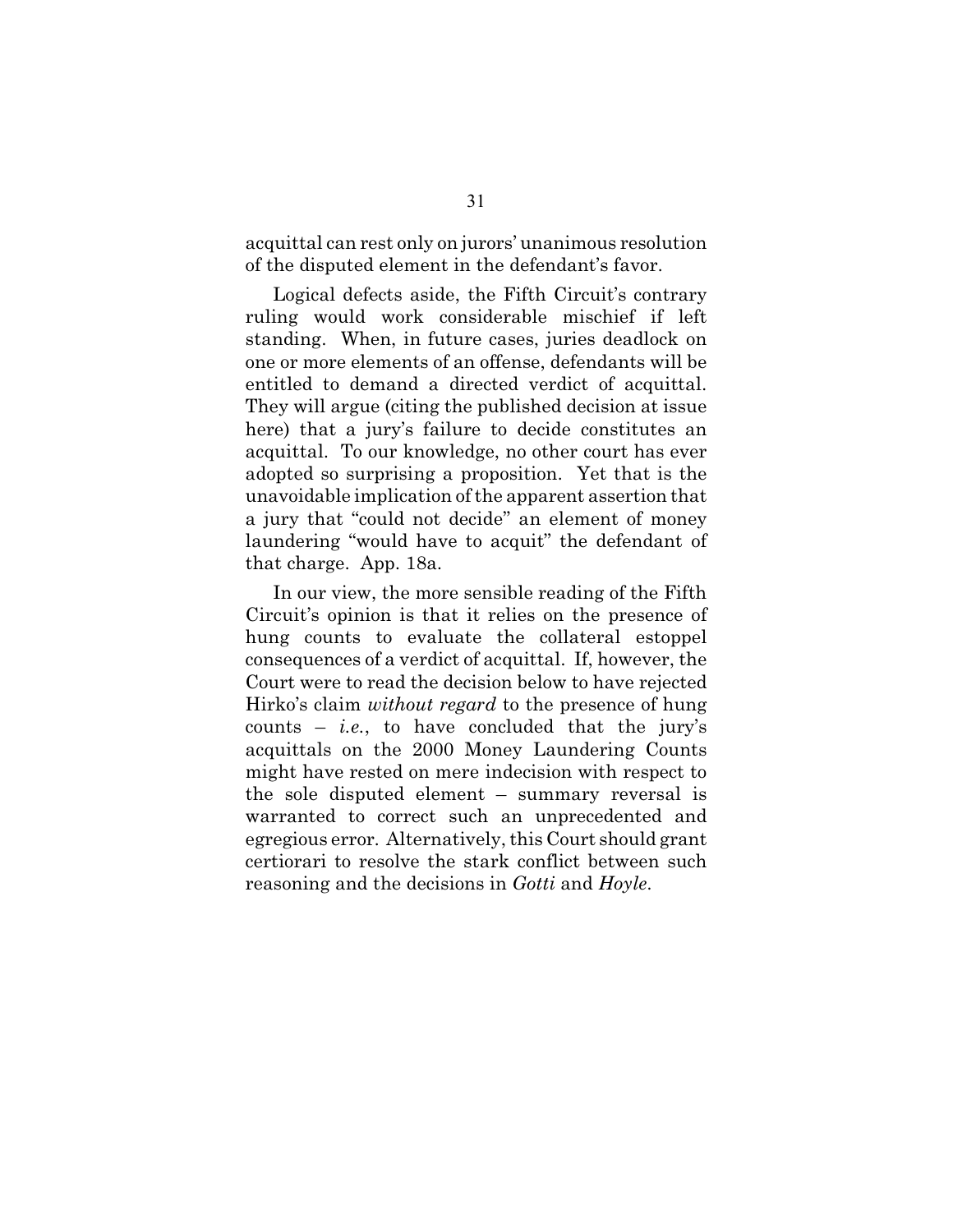acquittal can rest only on jurors' unanimous resolution of the disputed element in the defendant's favor.

Logical defects aside, the Fifth Circuit's contrary ruling would work considerable mischief if left standing. When, in future cases, juries deadlock on one or more elements of an offense, defendants will be entitled to demand a directed verdict of acquittal. They will argue (citing the published decision at issue here) that a jury's failure to decide constitutes an acquittal. To our knowledge, no other court has ever adopted so surprising a proposition. Yet that is the unavoidable implication of the apparent assertion that a jury that "could not decide" an element of money laundering "would have to acquit" the defendant of that charge. App. 18a.

In our view, the more sensible reading of the Fifth Circuit's opinion is that it relies on the presence of hung counts to evaluate the collateral estoppel consequences of a verdict of acquittal. If, however, the Court were to read the decision below to have rejected Hirko's claim *without regard* to the presence of hung counts – *i.e.*, to have concluded that the jury's acquittals on the 2000 Money Laundering Counts might have rested on mere indecision with respect to the sole disputed element – summary reversal is warranted to correct such an unprecedented and egregious error. Alternatively, this Court should grant certiorari to resolve the stark conflict between such reasoning and the decisions in *Gotti* and *Hoyle*.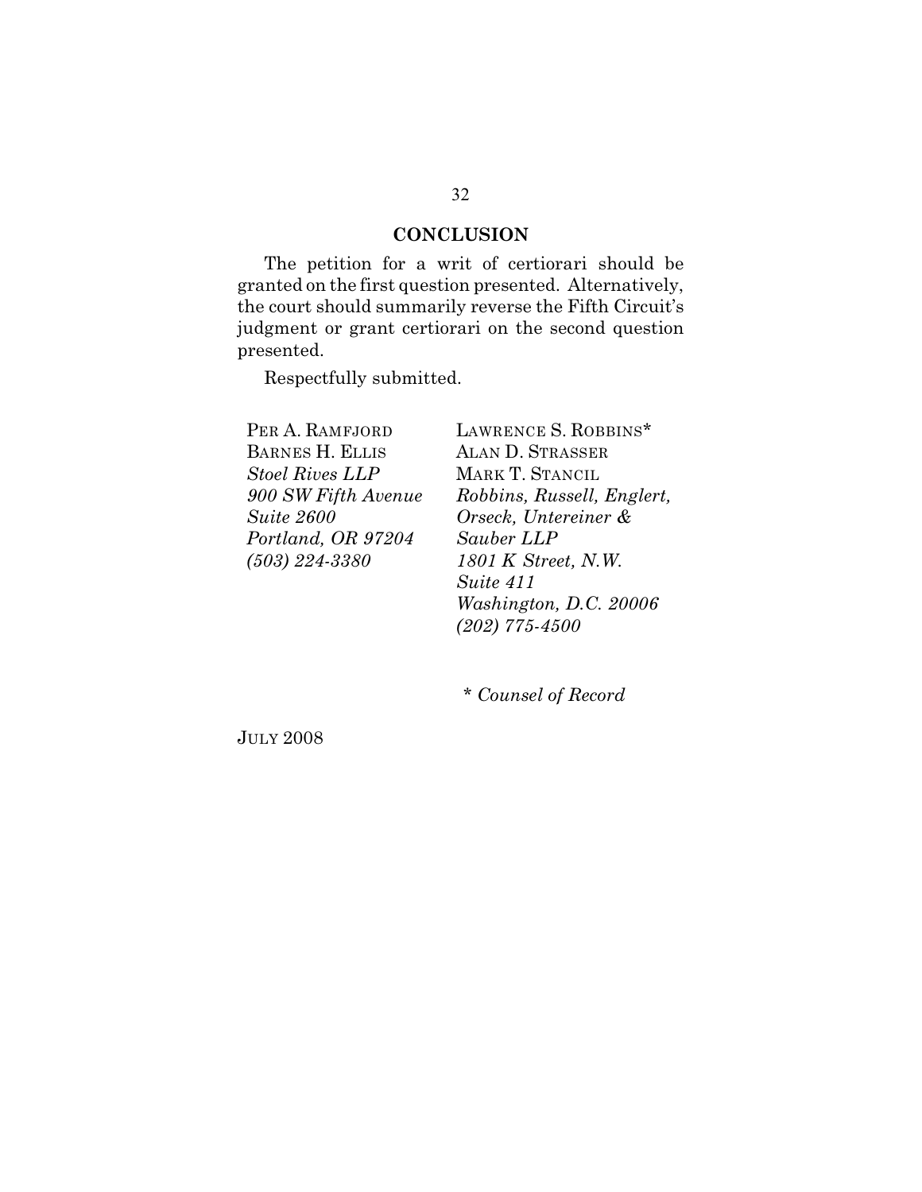## CONCLUSION

The petition for a writ of certiorari should be granted on the first question presented. Alternatively, the court should summarily reverse the Fifth Circuit's judgment or grant certiorari on the second question presented.

Respectfully submitted.

PER A. RAMFJORD
BARNES H. ELLIS
*Stoel Rives LLP*
*900 SW Fifth Avenue*
*Suite 2600*
*Portland, OR 97204*
*(503) 224-3380*

LAWRENCE S. ROBBINS*
ALAN D. STRASSER
MARK T. STANCIL
*Robbins, Russell, Englert, Orseck, Untereiner & Sauber LLP*
*1801 K Street, N.W.*
*Suite 411*
*Washington, D.C. 20006*
*(202) 775-4500*

\* *Counsel of Record*

JULY 2008